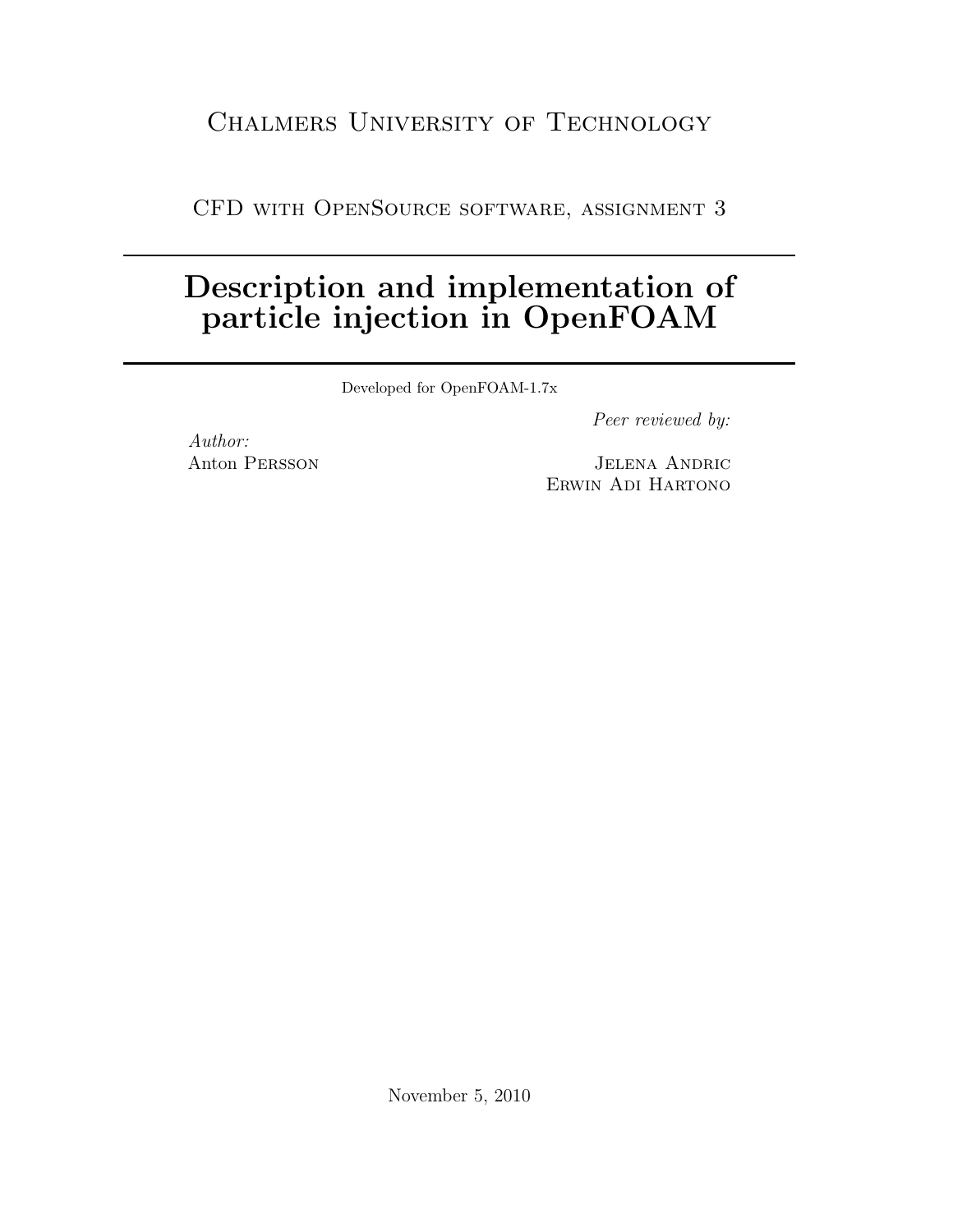Chalmers University of Technology

CFD with OpenSource software, assignment 3

---

# Description and implementation of particle injection in OpenFOAM

---

Developed for OpenFOAM-1.7x

*Author:*
Anton Persson

*Peer reviewed by:*

Jelena Andric
Erwin Adi Hartono

November 5, 2010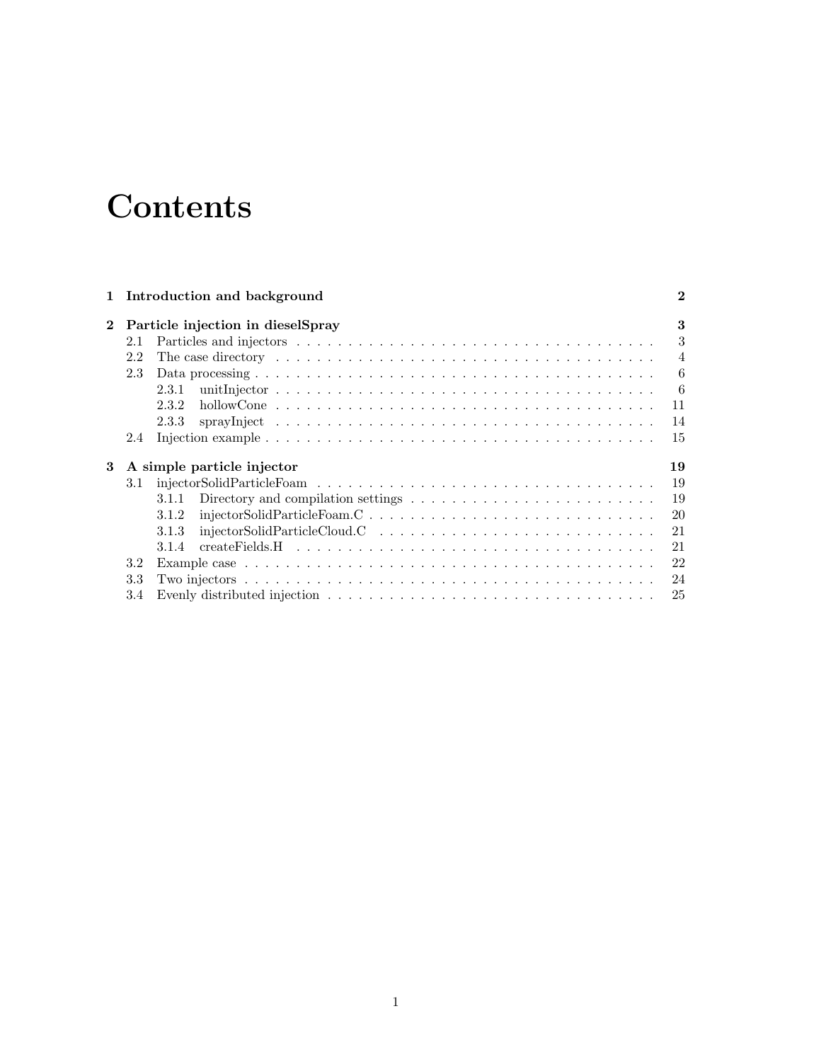# Contents

**1 Introduction and background** **2**

**2 Particle injection in dieselSpray** **3**

- 2.1 Particles and injectors . . . . . . . . . . . . . . . . . . . . . . . . . . . . . . . . . . . . 3
- 2.2 The case directory . . . . . . . . . . . . . . . . . . . . . . . . . . . . . . . . . . . . 4
- 2.3 Data processing . . . . . . . . . . . . . . . . . . . . . . . . . . . . . . . . . . . . 6
  - 2.3.1 unitInjector . . . . . . . . . . . . . . . . . . . . . . . . . . . . . . . . . . . . 6
  - 2.3.2 hollowCone . . . . . . . . . . . . . . . . . . . . . . . . . . . . . . . . . . . . 11
  - 2.3.3 sprayInject . . . . . . . . . . . . . . . . . . . . . . . . . . . . . . . . . . . . 14
- 2.4 Injection example . . . . . . . . . . . . . . . . . . . . . . . . . . . . . . . . . . . . 15

**3 A simple particle injector** **19**

- 3.1 injectorSolidParticleFoam . . . . . . . . . . . . . . . . . . . . . . . . . . . . . . . . . . . . 19
  - 3.1.1 Directory and compilation settings . . . . . . . . . . . . . . . . . . . . . . . . . . . . 19
  - 3.1.2 injectorSolidParticleFoam.C . . . . . . . . . . . . . . . . . . . . . . . . . . . . 20
  - 3.1.3 injectorSolidParticleCloud.C . . . . . . . . . . . . . . . . . . . . . . . . . . . . 21
  - 3.1.4 createFields.H . . . . . . . . . . . . . . . . . . . . . . . . . . . . . . . . . . . . 21
- 3.2 Example case . . . . . . . . . . . . . . . . . . . . . . . . . . . . . . . . . . . . 22
- 3.3 Two injectors . . . . . . . . . . . . . . . . . . . . . . . . . . . . . . . . . . . . 24
- 3.4 Evenly distributed injection . . . . . . . . . . . . . . . . . . . . . . . . . . . . . . . . . . . . 25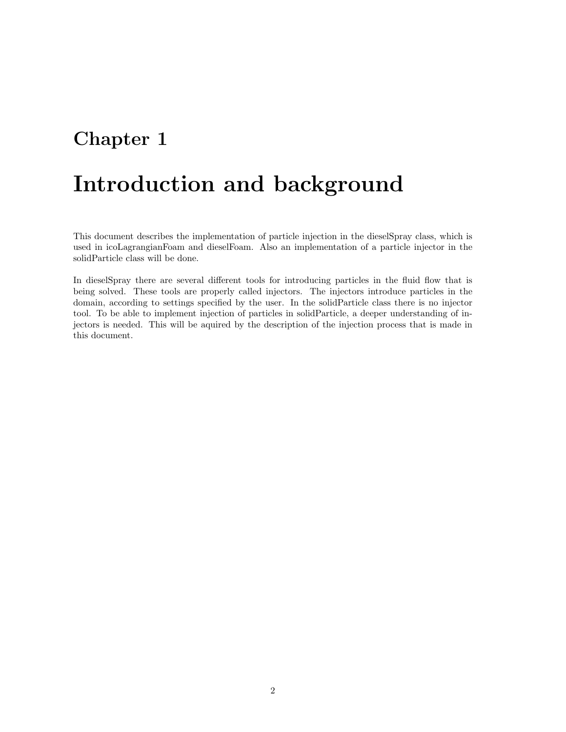# Chapter 1

# Introduction and background

This document describes the implementation of particle injection in the dieselSpray class, which is used in icoLagrangianFoam and dieselFoam. Also an implementation of a particle injector in the solidParticle class will be done.

In dieselSpray there are several different tools for introducing particles in the fluid flow that is being solved. These tools are properly called injectors. The injectors introduce particles in the domain, according to settings specified by the user. In the solidParticle class there is no injector tool. To be able to implement injection of particles in solidParticle, a deeper understanding of injectors is needed. This will be aquired by the description of the injection process that is made in this document.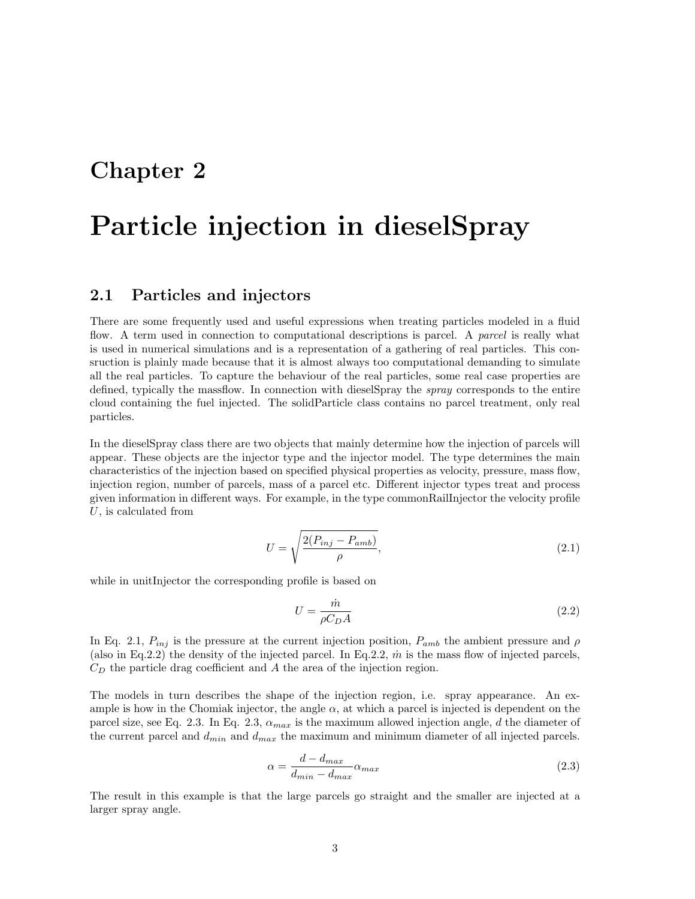# Chapter 2

# Particle injection in dieselSpray

## 2.1 Particles and injectors

There are some frequently used and useful expressions when treating particles modeled in a fluid flow. A term used in connection to computational descriptions is parcel. A *parcel* is really what is used in numerical simulations and is a representation of a gathering of real particles. This consruction is plainly made because that it is almost always too computational demanding to simulate all the real particles. To capture the behaviour of the real particles, some real case properties are defined, typically the massflow. In connection with dieselSpray the *spray* corresponds to the entire cloud containing the fuel injected. The solidParticle class contains no parcel treatment, only real particles.

In the dieselSpray class there are two objects that mainly determine how the injection of parcels will appear. These objects are the injector type and the injector model. The type determines the main characteristics of the injection based on specified physical properties as velocity, pressure, mass flow, injection region, number of parcels, mass of a parcel etc. Different injector types treat and process given information in different ways. For example, in the type commonRailInjector the velocity profile $U$, is calculated from

$$U = \sqrt{\frac{2(P_{inj} - P_{amb})}{\rho}}, \tag{2.1}$$

while in unitInjector the corresponding profile is based on

$$U = \frac{\dot{m}}{\rho C_D A} \tag{2.2}$$

In Eq. 2.1, $P_{inj}$ is the pressure at the current injection position, $P_{amb}$ the ambient pressure and $\rho$ (also in Eq.2.2) the density of the injected parcel. In Eq.2.2, $\dot{m}$ is the mass flow of injected parcels, $C_D$ the particle drag coefficient and $A$ the area of the injection region.

The models in turn describes the shape of the injection region, i.e. spray appearance. An example is how in the Chomiak injector, the angle $\alpha$, at which a parcel is injected is dependent on the parcel size, see Eq. 2.3. In Eq. 2.3, $\alpha_{max}$ is the maximum allowed injection angle, $d$ the diameter of the current parcel and $d_{min}$ and $d_{max}$ the maximum and minimum diameter of all injected parcels.

$$\alpha = \frac{d - d_{max}}{d_{min} - d_{max}} \alpha_{max} \tag{2.3}$$

The result in this example is that the large parcels go straight and the smaller are injected at a larger spray angle.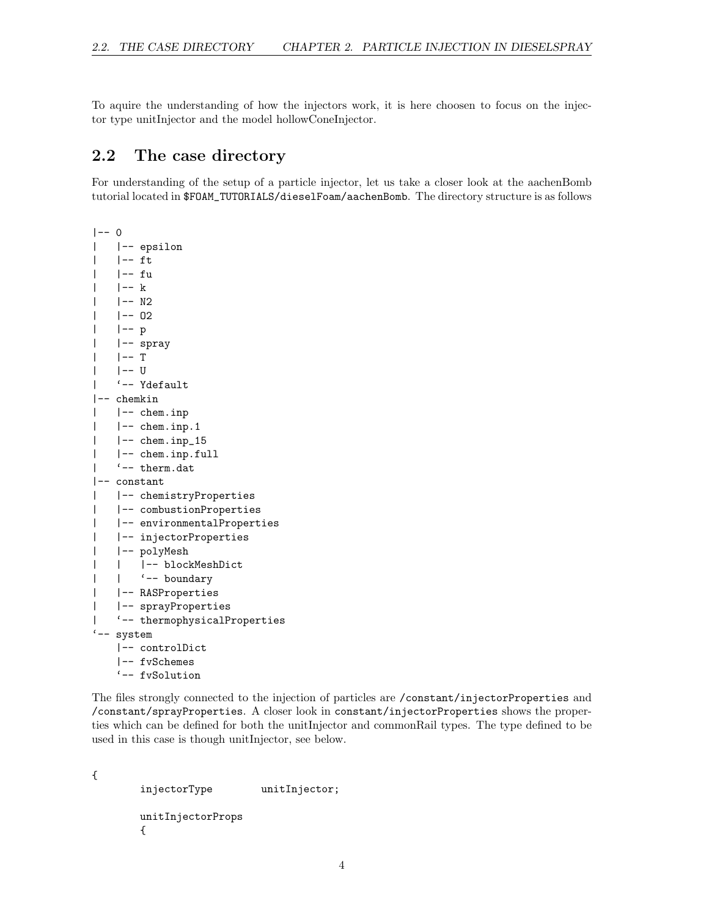To aquire the understanding of how the injectors work, it is here choosen to focus on the injector type unitInjector and the model hollowConeInjector.

## 2.2 The case directory

For understanding of the setup of a particle injector, let us take a closer look at the aachenBomb tutorial located in `$FOAM_TUTORIALS/dieselFoam/aachenBomb`. The directory structure is as follows

```
|-- 0
|   |-- epsilon
|   |-- ft
|   |-- fu
|   |-- k
|   |-- N2
|   |-- O2
|   |-- p
|   |-- spray
|   |-- T
|   |-- U
|   `-- Ydefault
|-- chemkin
|   |-- chem.inp
|   |-- chem.inp.1
|   |-- chem.inp_15
|   |-- chem.inp.full
|   `-- therm.dat
|-- constant
|   |-- chemistryProperties
|   |-- combustionProperties
|   |-- environmentalProperties
|   |-- injectorProperties
|   |-- polyMesh
|   |   |-- blockMeshDict
|   |   `-- boundary
|   |-- RASProperties
|   |-- sprayProperties
|   `-- thermophysicalProperties
`-- system
    |-- controlDict
    |-- fvSchemes
    `-- fvSolution
```

The files strongly connected to the injection of particles are `/constant/injectorProperties` and `/constant/sprayProperties`. A closer look in `constant/injectorProperties` shows the properties which can be defined for both the unitInjector and commonRail types. The type defined to be used in this case is though unitInjector, see below.

```
{
        injectorType        unitInjector;

        unitInjectorProps
        {
```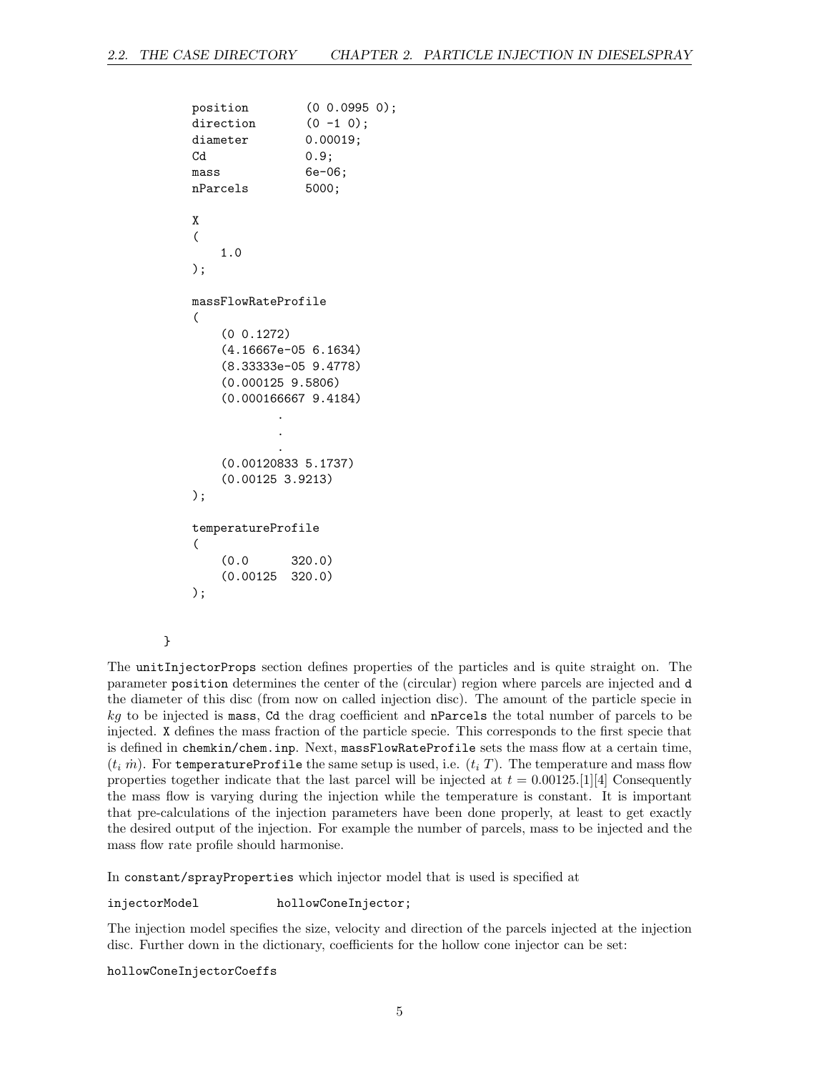```
position        (0 0.0995 0);
direction       (0 -1 0);
diameter        0.00019;
Cd              0.9;
mass            6e-06;
nParcels        5000;

X
(
    1.0
);

massFlowRateProfile
(
    (0 0.1272)
    (4.16667e-05 6.1634)
    (8.33333e-05 9.4778)
    (0.000125 9.5806)
    (0.000166667 9.4184)
            .
            .
            .
    (0.00120833 5.1737)
    (0.00125 3.9213)
);

temperatureProfile
(
    (0.0      320.0)
    (0.00125  320.0)
);

}
```

The `unitInjectorProps` section defines properties of the particles and is quite straight on. The parameter `position` determines the center of the (circular) region where parcels are injected and `d` the diameter of this disc (from now on called injection disc). The amount of the particle specie in $kg$ to be injected is `mass`, `Cd` the drag coefficient and `nParcels` the total number of parcels to be injected. `X` defines the mass fraction of the particle specie. This corresponds to the first specie that is defined in `chemkin/chem.inp`. Next, `massFlowRateProfile` sets the mass flow at a certain time, $(t_i\ \dot{m})$. For `temperatureProfile` the same setup is used, i.e. $(t_i\ T)$. The temperature and mass flow properties together indicate that the last parcel will be injected at $t = 0.00125$.[1][4] Consequently the mass flow is varying during the injection while the temperature is constant. It is important that pre-calculations of the injection parameters have been done properly, at least to get exactly the desired output of the injection. For example the number of parcels, mass to be injected and the mass flow rate profile should harmonise.

In `constant/sprayProperties` which injector model that is used is specified at

```
injectorModel           hollowConeInjector;
```

The injection model specifies the size, velocity and direction of the parcels injected at the injection disc. Further down in the dictionary, coefficients for the hollow cone injector can be set:

```
hollowConeInjectorCoeffs
```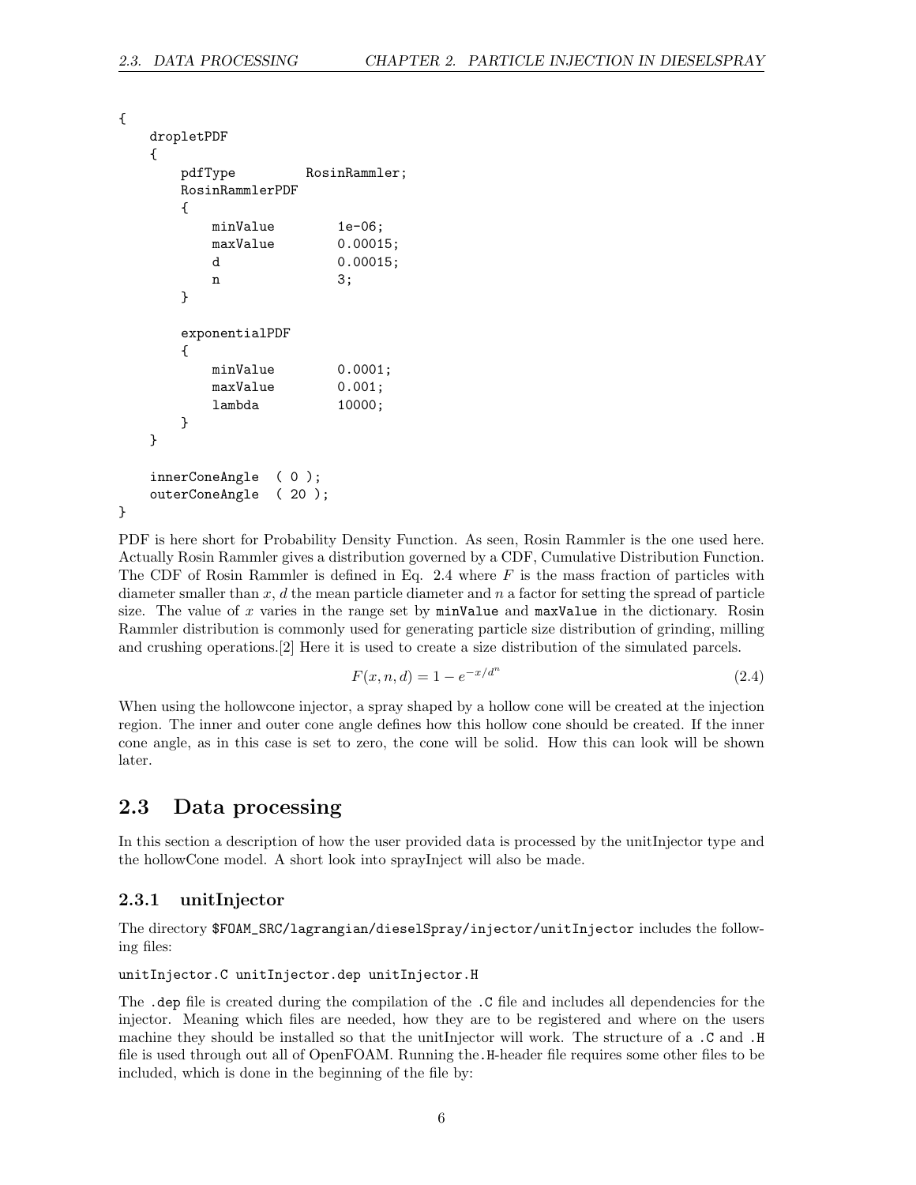```
{
    dropletPDF
    {
        pdfType         RosinRammler;
        RosinRammlerPDF
        {
            minValue        1e-06;
            maxValue        0.00015;
            d               0.00015;
            n               3;
        }

        exponentialPDF
        {
            minValue        0.0001;
            maxValue        0.001;
            lambda          10000;
        }
    }

    innerConeAngle  ( 0 );
    outerConeAngle  ( 20 );
}
```

PDF is here short for Probability Density Function. As seen, Rosin Rammler is the one used here. Actually Rosin Rammler gives a distribution governed by a CDF, Cumulative Distribution Function. The CDF of Rosin Rammler is defined in Eq. 2.4 where $F$ is the mass fraction of particles with diameter smaller than $x$, $d$ the mean particle diameter and $n$ a factor for setting the spread of particle size. The value of $x$ varies in the range set by `minValue` and `maxValue` in the dictionary. Rosin Rammler distribution is commonly used for generating particle size distribution of grinding, milling and crushing operations.[2] Here it is used to create a size distribution of the simulated parcels.

$$F(x, n, d) = 1 - e^{-x/d^n} \tag{2.4}$$

When using the hollowcone injector, a spray shaped by a hollow cone will be created at the injection region. The inner and outer cone angle defines how this hollow cone should be created. If the inner cone angle, as in this case is set to zero, the cone will be solid. How this can look will be shown later.

## 2.3 Data processing

In this section a description of how the user provided data is processed by the unitInjector type and the hollowCone model. A short look into sprayInject will also be made.

### 2.3.1 unitInjector

The directory `$FOAM_SRC/lagrangian/dieselSpray/injector/unitInjector` includes the following files:

`unitInjector.C unitInjector.dep unitInjector.H`

The `.dep` file is created during the compilation of the `.C` file and includes all dependencies for the injector. Meaning which files are needed, how they are to be registered and where on the users machine they should be installed so that the unitInjector will work. The structure of a `.C` and `.H` file is used through out all of OpenFOAM. Running the`.H`-header file requires some other files to be included, which is done in the beginning of the file by: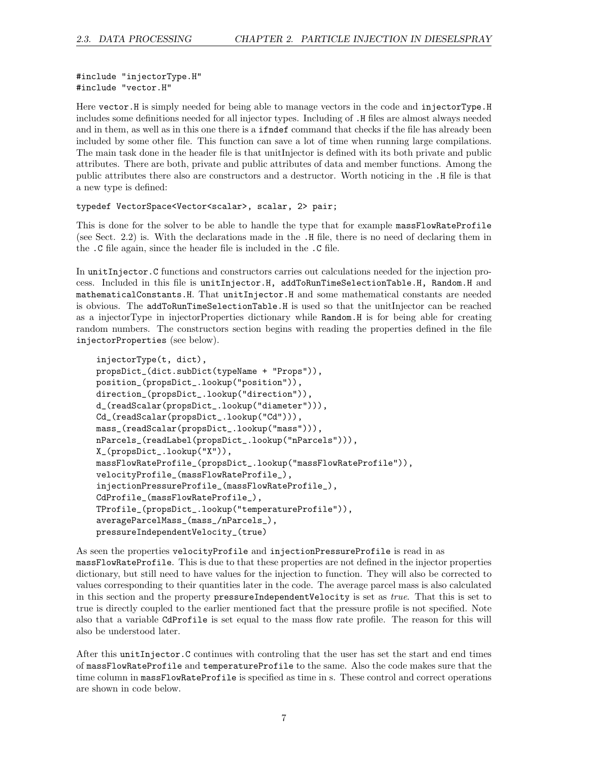```
#include "injectorType.H"
#include "vector.H"
```

Here `vector.H` is simply needed for being able to manage vectors in the code and `injectorType.H` includes some definitions needed for all injector types. Including of `.H` files are almost always needed and in them, as well as in this one there is a `ifndef` command that checks if the file has already been included by some other file. This function can save a lot of time when running large compilations. The main task done in the header file is that unitInjector is defined with its both private and public attributes. There are both, private and public attributes of data and member functions. Among the public attributes there also are constructors and a destructor. Worth noticing in the `.H` file is that a new type is defined:

```
typedef VectorSpace<Vector<scalar>, scalar, 2> pair;
```

This is done for the solver to be able to handle the type that for example `massFlowRateProfile` (see Sect. 2.2) is. With the declarations made in the `.H` file, there is no need of declaring them in the `.C` file again, since the header file is included in the `.C` file.

In `unitInjector.C` functions and constructors carries out calculations needed for the injection process. Included in this file is `unitInjector.H, addToRunTimeSelectionTable.H, Random.H` and `mathematicalConstants.H`. That `unitInjector.H` and some mathematical constants are needed is obvious. The `addToRunTimeSelectionTable.H` is used so that the unitInjector can be reached as a injectorType in injectorProperties dictionary while `Random.H` is for being able for creating random numbers. The constructors section begins with reading the properties defined in the file `injectorProperties` (see below).

```
    injectorType(t, dict),
    propsDict_(dict.subDict(typeName + "Props")),
    position_(propsDict_.lookup("position")),
    direction_(propsDict_.lookup("direction")),
    d_(readScalar(propsDict_.lookup("diameter"))),
    Cd_(readScalar(propsDict_.lookup("Cd"))),
    mass_(readScalar(propsDict_.lookup("mass"))),
    nParcels_(readLabel(propsDict_.lookup("nParcels"))),
    X_(propsDict_.lookup("X")),
    massFlowRateProfile_(propsDict_.lookup("massFlowRateProfile")),
    velocityProfile_(massFlowRateProfile_),
    injectionPressureProfile_(massFlowRateProfile_),
    CdProfile_(massFlowRateProfile_),
    TProfile_(propsDict_.lookup("temperatureProfile")),
    averageParcelMass_(mass_/nParcels_),
    pressureIndependentVelocity_(true)
```

As seen the properties `velocityProfile` and `injectionPressureProfile` is read in as `massFlowRateProfile`. This is due to that these properties are not defined in the injector properties dictionary, but still need to have values for the injection to function. They will also be corrected to values corresponding to their quantities later in the code. The average parcel mass is also calculated in this section and the property `pressureIndependentVelocity` is set as *true*. That this is set to true is directly coupled to the earlier mentioned fact that the pressure profile is not specified. Note also that a variable `CdProfile` is set equal to the mass flow rate profile. The reason for this will also be understood later.

After this `unitInjector.C` continues with controling that the user has set the start and end times of `massFlowRateProfile` and `temperatureProfile` to the same. Also the code makes sure that the time column in `massFlowRateProfile` is specified as time in s. These control and correct operations are shown in code below.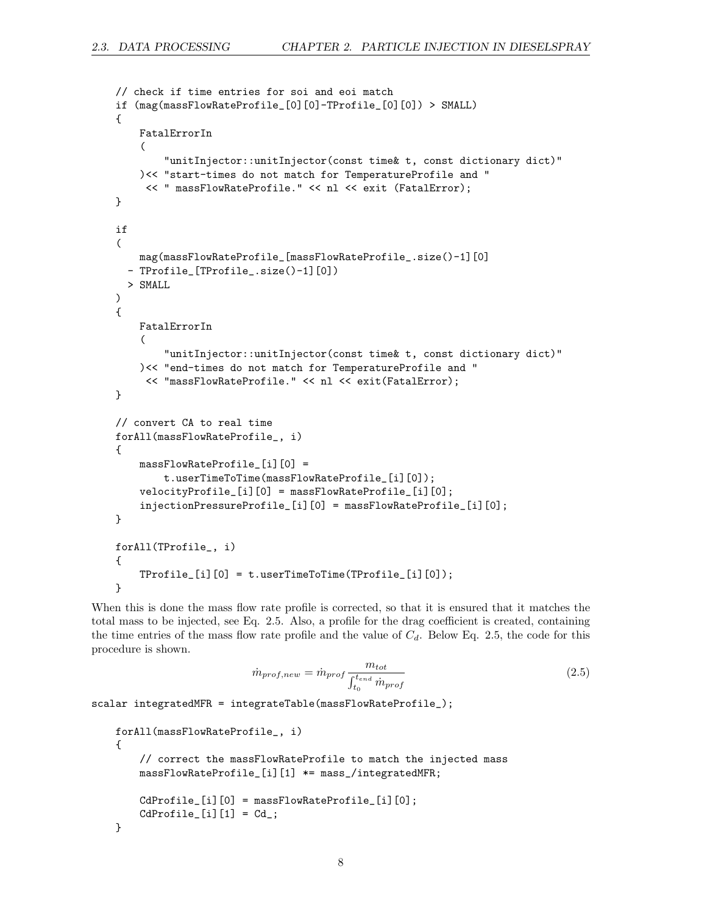```
// check if time entries for soi and eoi match
if (mag(massFlowRateProfile_[0][0]-TProfile_[0][0]) > SMALL)
{
    FatalErrorIn
    (
        "unitInjector::unitInjector(const time& t, const dictionary dict)"
    )<< "start-times do not match for TemperatureProfile and "
     << " massFlowRateProfile." << nl << exit (FatalError);
}

if
(
    mag(massFlowRateProfile_[massFlowRateProfile_.size()-1][0]
  - TProfile_[TProfile_.size()-1][0])
  > SMALL
)
{
    FatalErrorIn
    (
        "unitInjector::unitInjector(const time& t, const dictionary dict)"
    )<< "end-times do not match for TemperatureProfile and "
     << "massFlowRateProfile." << nl << exit(FatalError);
}

// convert CA to real time
forAll(massFlowRateProfile_, i)
{
    massFlowRateProfile_[i][0] =
        t.userTimeToTime(massFlowRateProfile_[i][0]);
    velocityProfile_[i][0] = massFlowRateProfile_[i][0];
    injectionPressureProfile_[i][0] = massFlowRateProfile_[i][0];
}

forAll(TProfile_, i)
{
    TProfile_[i][0] = t.userTimeToTime(TProfile_[i][0]);
}
```

When this is done the mass flow rate profile is corrected, so that it is ensured that it matches the total mass to be injected, see Eq. 2.5. Also, a profile for the drag coefficient is created, containing the time entries of the mass flow rate profile and the value of $C_d$. Below Eq. 2.5, the code for this procedure is shown.

$$\dot{m}_{prof,new} = \dot{m}_{prof} \frac{m_{tot}}{\int_{t_0}^{t_{end}} \dot{m}_{prof}} \tag{2.5}$$

```
scalar integratedMFR = integrateTable(massFlowRateProfile_);

    forAll(massFlowRateProfile_, i)
    {
        // correct the massFlowRateProfile to match the injected mass
        massFlowRateProfile_[i][1] *= mass_/integratedMFR;

        CdProfile_[i][0] = massFlowRateProfile_[i][0];
        CdProfile_[i][1] = Cd_;
    }
```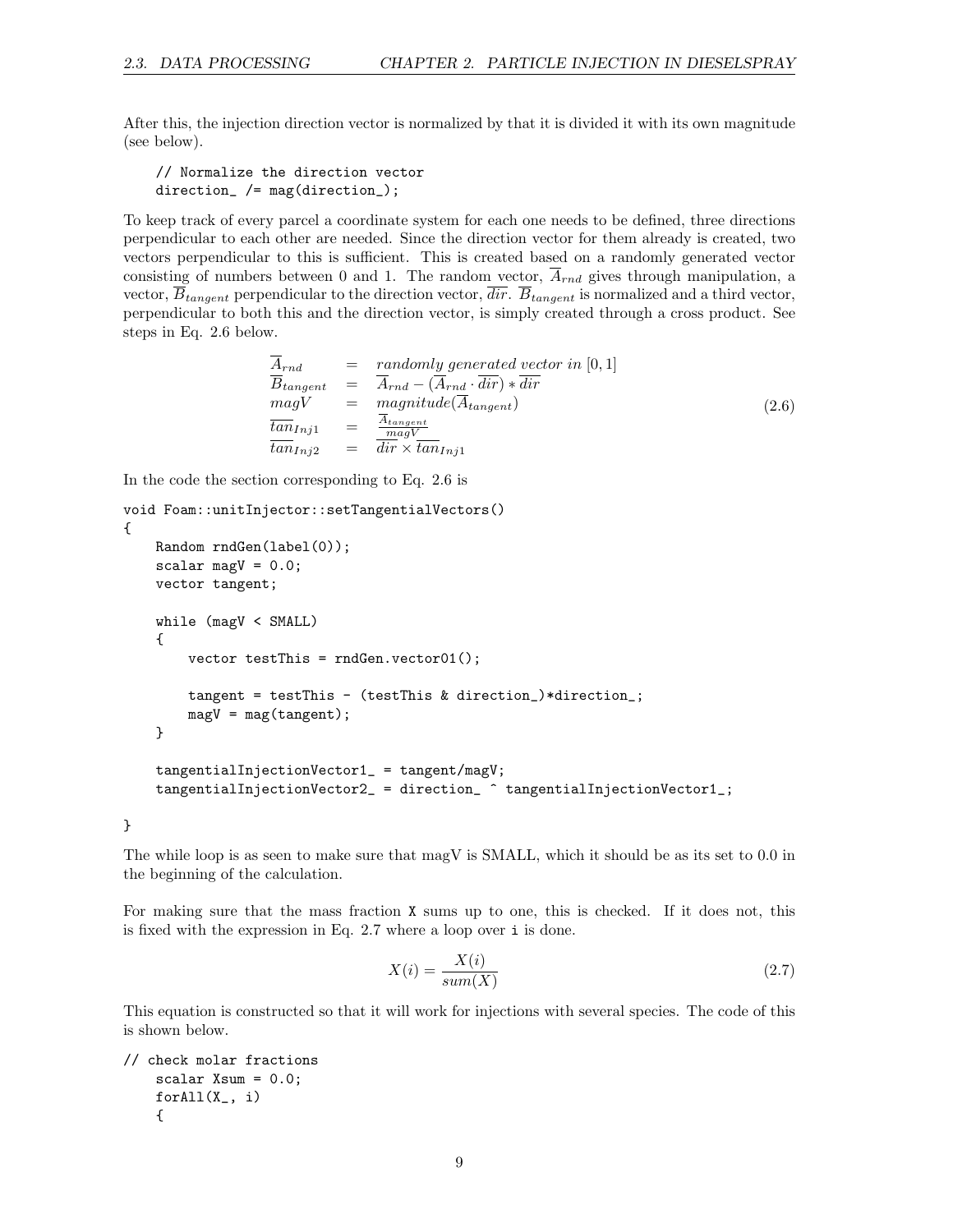After this, the injection direction vector is normalized by that it is divided it with its own magnitude (see below).

```
// Normalize the direction vector
direction_ /= mag(direction_);
```

To keep track of every parcel a coordinate system for each one needs to be defined, three directions perpendicular to each other are needed. Since the direction vector for them already is created, two vectors perpendicular to this is sufficient. This is created based on a randomly generated vector consisting of numbers between 0 and 1. The random vector, $\overline{A}_{rnd}$ gives through manipulation, a vector, $\overline{B}_{tangent}$ perpendicular to the direction vector, $\overline{dir}$. $\overline{B}_{tangent}$ is normalized and a third vector, perpendicular to both this and the direction vector, is simply created through a cross product. See steps in Eq. 2.6 below.

$$
\begin{array}{lcl}
\overline{A}_{rnd} & = & randomly\ generated\ vector\ in\ [0,1] \\
\overline{B}_{tangent} & = & \overline{A}_{rnd} - (\overline{A}_{rnd} \cdot \overline{dir}) * \overline{dir} \\
magV & = & magnitude(\overline{A}_{tangent}) \\
\overline{tan}_{Inj1} & = & \frac{\overline{A}_{tangent}}{magV} \\
\overline{tan}_{Inj2} & = & \overline{dir} \times \overline{tan}_{Inj1}
\end{array}
\tag{2.6}
$$

In the code the section corresponding to Eq. 2.6 is

```
void Foam::unitInjector::setTangentialVectors()
{
    Random rndGen(label(0));
    scalar magV = 0.0;
    vector tangent;

    while (magV < SMALL)
    {
        vector testThis = rndGen.vector01();

        tangent = testThis - (testThis & direction_)*direction_;
        magV = mag(tangent);
    }

    tangentialInjectionVector1_ = tangent/magV;
    tangentialInjectionVector2_ = direction_ ^ tangentialInjectionVector1_;

}
```

The while loop is as seen to make sure that magV is SMALL, which it should be as its set to 0.0 in the beginning of the calculation.

For making sure that the mass fraction X sums up to one, this is checked. If it does not, this is fixed with the expression in Eq. 2.7 where a loop over i is done.

$$
X(i) = \frac{X(i)}{sum(X)} \tag{2.7}
$$

This equation is constructed so that it will work for injections with several species. The code of this is shown below.

```
// check molar fractions
    scalar Xsum = 0.0;
    forAll(X_, i)
    {
```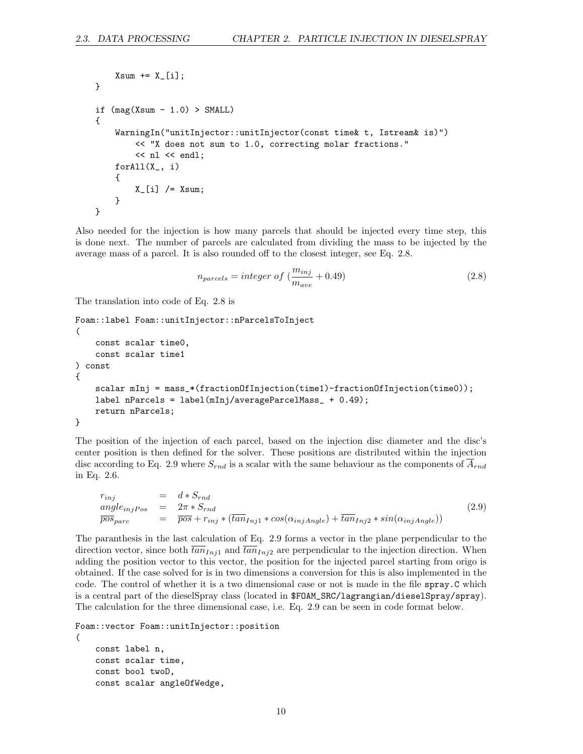```
        Xsum += X_[i];
    }

    if (mag(Xsum - 1.0) > SMALL)
    {
        WarningIn("unitInjector::unitInjector(const time& t, Istream& is)")
            << "X does not sum to 1.0, correcting molar fractions."
            << nl << endl;
        forAll(X_, i)
        {
            X_[i] /= Xsum;
        }
    }
```

Also needed for the injection is how many parcels that should be injected every time step, this is done next. The number of parcels are calculated from dividing the mass to be injected by the average mass of a parcel. It is also rounded off to the closest integer, see Eq. 2.8.

$$n_{parcels} = integer\ of\ (\frac{m_{inj}}{m_{ave}} + 0.49) \tag{2.8}$$

The translation into code of Eq. 2.8 is

```
Foam::label Foam::unitInjector::nParcelsToInject
(
    const scalar time0,
    const scalar time1
) const
{
    scalar mInj = mass_*(fractionOfInjection(time1)-fractionOfInjection(time0));
    label nParcels = label(mInj/averageParcelMass_ + 0.49);
    return nParcels;
}
```

The position of the injection of each parcel, based on the injection disc diameter and the disc's center position is then defined for the solver. These positions are distributed within the injection disc according to Eq. 2.9 where $S_{rnd}$ is a scalar with the same behaviour as the components of $\overline{A}_{rnd}$ in Eq. 2.6.

$$\begin{array}{lcl} r_{inj} & = & d * S_{rnd} \\ angle_{injPos} & = & 2\pi * S_{rnd} \\ \overline{pos}_{parc} & = & \overline{pos} + r_{inj} * (\overline{tan}_{Inj1} * cos(\alpha_{injAngle}) + \overline{tan}_{Inj2} * sin(\alpha_{injAngle})) \end{array} \tag{2.9}$$

The paranthesis in the last calculation of Eq. 2.9 forms a vector in the plane perpendicular to the direction vector, since both $\overline{tan}_{Inj1}$ and $\overline{tan}_{Inj2}$ are perpendicular to the injection direction. When adding the position vector to this vector, the position for the injected parcel starting from origo is obtained. If the case solved for is in two dimensions a conversion for this is also implemented in the code. The control of whether it is a two dimensional case or not is made in the file `spray.C` which is a central part of the dieselSpray class (located in `$FOAM_SRC/lagrangian/dieselSpray/spray`). The calculation for the three dimensional case, i.e. Eq. 2.9 can be seen in code format below.

```
Foam::vector Foam::unitInjector::position
(
    const label n,
    const scalar time,
    const bool twoD,
    const scalar angleOfWedge,
```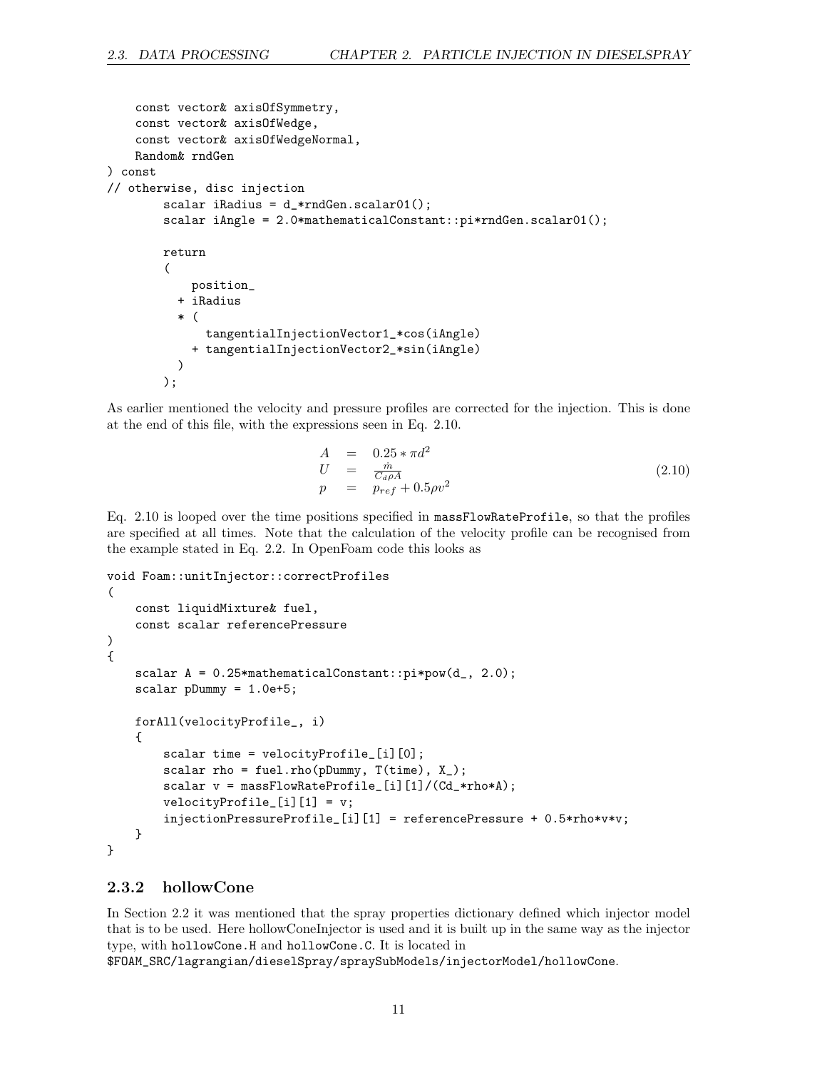```
    const vector& axisOfSymmetry,
    const vector& axisOfWedge,
    const vector& axisOfWedgeNormal,
    Random& rndGen
) const
// otherwise, disc injection
        scalar iRadius = d_*rndGen.scalar01();
        scalar iAngle = 2.0*mathematicalConstant::pi*rndGen.scalar01();

        return
        (
            position_
          + iRadius
          * (
              tangentialInjectionVector1_*cos(iAngle)
            + tangentialInjectionVector2_*sin(iAngle)
          )
        );
```

As earlier mentioned the velocity and pressure profiles are corrected for the injection. This is done at the end of this file, with the expressions seen in Eq. 2.10.

$$
\begin{array}{rcl}
A & = & 0.25 * \pi d^2 \\
U & = & \frac{\dot{m}}{C_d \rho A} \\
p & = & p_{ref} + 0.5 \rho v^2
\end{array}
\tag{2.10}
$$

Eq. 2.10 is looped over the time positions specified in massFlowRateProfile, so that the profiles are specified at all times. Note that the calculation of the velocity profile can be recognised from the example stated in Eq. 2.2. In OpenFoam code this looks as

```
void Foam::unitInjector::correctProfiles
(
    const liquidMixture& fuel,
    const scalar referencePressure
)
{
    scalar A = 0.25*mathematicalConstant::pi*pow(d_, 2.0);
    scalar pDummy = 1.0e+5;

    forAll(velocityProfile_, i)
    {
        scalar time = velocityProfile_[i][0];
        scalar rho = fuel.rho(pDummy, T(time), X_);
        scalar v = massFlowRateProfile_[i][1]/(Cd_*rho*A);
        velocityProfile_[i][1] = v;
        injectionPressureProfile_[i][1] = referencePressure + 0.5*rho*v*v;
    }
}
```

### 2.3.2 hollowCone

In Section 2.2 it was mentioned that the spray properties dictionary defined which injector model that is to be used. Here hollowConeInjector is used and it is built up in the same way as the injector type, with hollowCone.H and hollowCone.C. It is located in
$FOAM_SRC/lagrangian/dieselSpray/spraySubModels/injectorModel/hollowCone.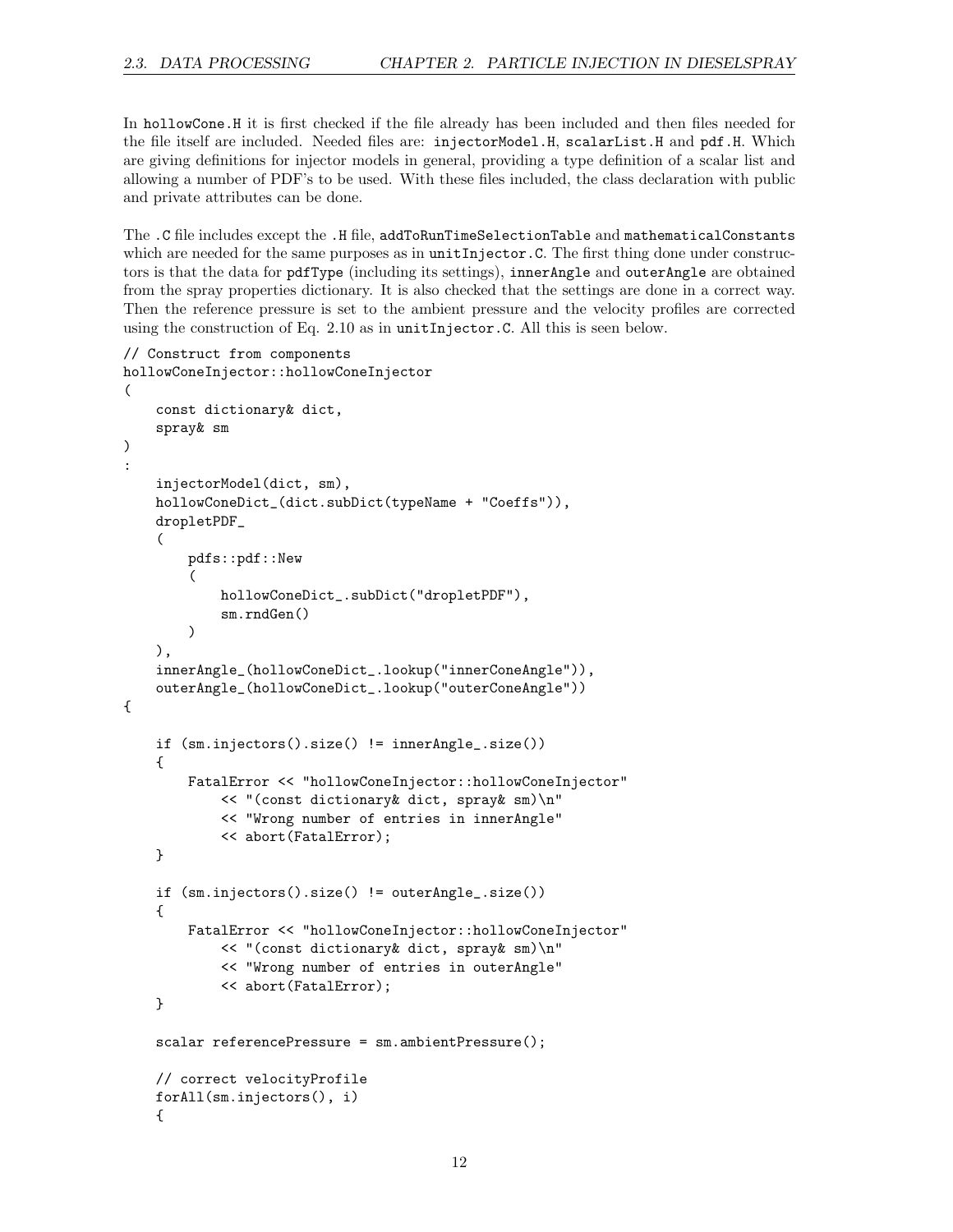In `hollowCone.H` it is first checked if the file already has been included and then files needed for the file itself are included. Needed files are: `injectorModel.H`, `scalarList.H` and `pdf.H`. Which are giving definitions for injector models in general, providing a type definition of a scalar list and allowing a number of PDF's to be used. With these files included, the class declaration with public and private attributes can be done.

The `.C` file includes except the `.H` file, `addToRunTimeSelectionTable` and `mathematicalConstants` which are needed for the same purposes as in `unitInjector.C`. The first thing done under constructors is that the data for `pdfType` (including its settings), `innerAngle` and `outerAngle` are obtained from the spray properties dictionary. It is also checked that the settings are done in a correct way. Then the reference pressure is set to the ambient pressure and the velocity profiles are corrected using the construction of Eq. 2.10 as in `unitInjector.C`. All this is seen below.

```
// Construct from components
hollowConeInjector::hollowConeInjector
(
    const dictionary& dict,
    spray& sm
)
:
    injectorModel(dict, sm),
    hollowConeDict_(dict.subDict(typeName + "Coeffs")),
    dropletPDF_
    (
        pdfs::pdf::New
        (
            hollowConeDict_.subDict("dropletPDF"),
            sm.rndGen()
        )
    ),
    innerAngle_(hollowConeDict_.lookup("innerConeAngle")),
    outerAngle_(hollowConeDict_.lookup("outerConeAngle"))
{

    if (sm.injectors().size() != innerAngle_.size())
    {
        FatalError << "hollowConeInjector::hollowConeInjector"
            << "(const dictionary& dict, spray& sm)\n"
            << "Wrong number of entries in innerAngle"
            << abort(FatalError);
    }

    if (sm.injectors().size() != outerAngle_.size())
    {
        FatalError << "hollowConeInjector::hollowConeInjector"
            << "(const dictionary& dict, spray& sm)\n"
            << "Wrong number of entries in outerAngle"
            << abort(FatalError);
    }

    scalar referencePressure = sm.ambientPressure();

    // correct velocityProfile
    forAll(sm.injectors(), i)
    {
```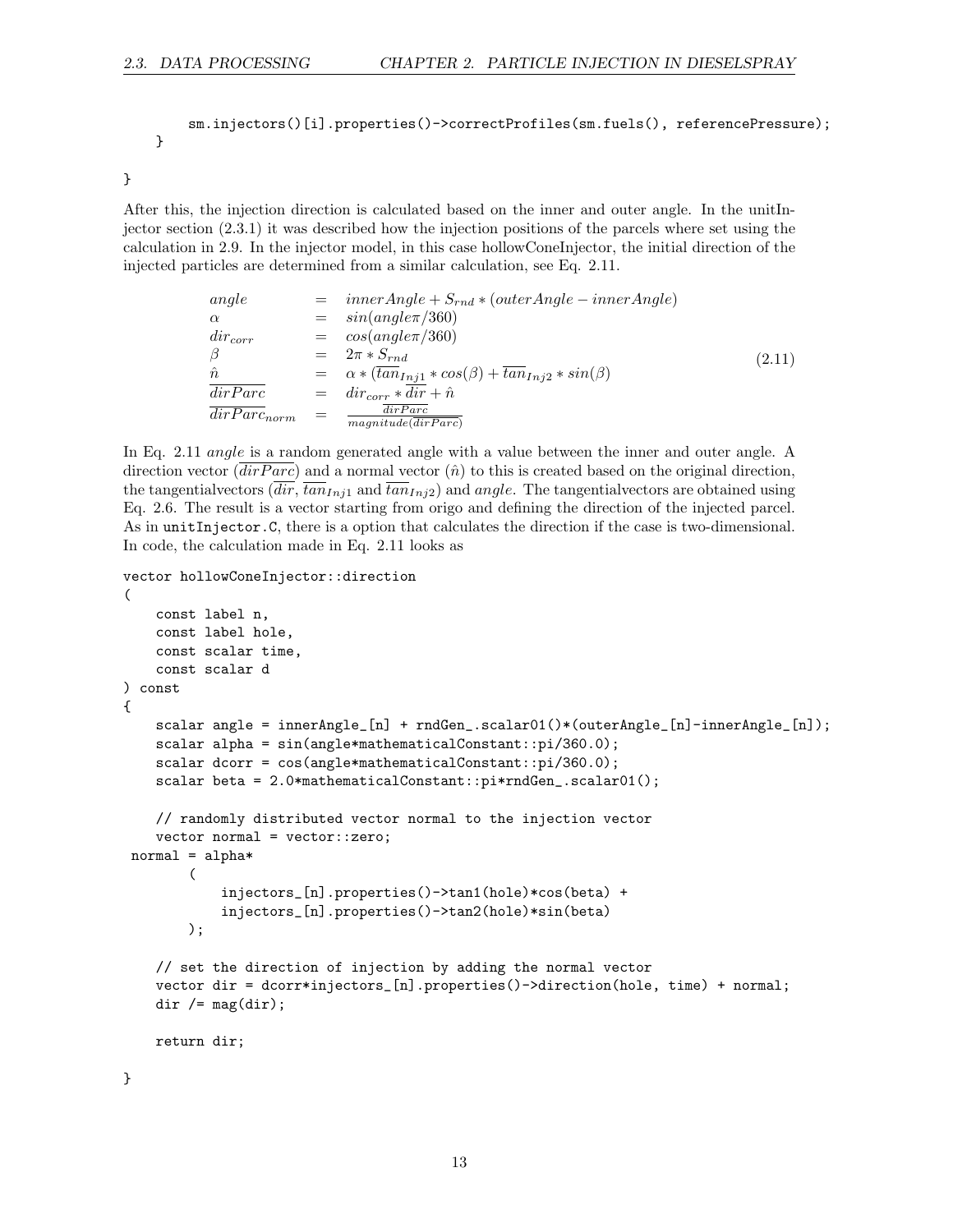```
        sm.injectors()[i].properties()->correctProfiles(sm.fuels(), referencePressure);
    }

}
```

After this, the injection direction is calculated based on the inner and outer angle. In the unitInjector section (2.3.1) it was described how the injection positions of the parcels where set using the calculation in 2.9. In the injector model, in this case hollowConeInjector, the initial direction of the injected particles are determined from a similar calculation, see Eq. 2.11.

$$
\begin{aligned}
angle &= innerAngle + S_{rnd} * (outerAngle - innerAngle) \\
\alpha &= sin(angle\pi/360) \\
dir_{corr} &= cos(angle\pi/360) \\
\beta &= 2\pi * S_{rnd} \\
\hat{n} &= \alpha * (\overline{tan}_{Inj1} * cos(\beta) + \overline{tan}_{Inj2} * sin(\beta) \\
\overline{dirParc} &= dir_{corr} * \overline{dir} + \hat{n} \\
\overline{dirParc}_{norm} &= \frac{\overline{dirParc}}{magnitude(\overline{dirParc})}
\end{aligned}
\tag{2.11}
$$

In Eq. 2.11 *angle* is a random generated angle with a value between the inner and outer angle. A direction vector ($\overline{dirParc}$) and a normal vector ($\hat{n}$) to this is created based on the original direction, the tangentialvectors ($\overline{dir}$, $\overline{tan}_{Inj1}$ and $\overline{tan}_{Inj2}$) and *angle*. The tangentialvectors are obtained using Eq. 2.6. The result is a vector starting from origo and defining the direction of the injected parcel. As in `unitInjector.C`, there is a option that calculates the direction if the case is two-dimensional. In code, the calculation made in Eq. 2.11 looks as

```
vector hollowConeInjector::direction
(
    const label n,
    const label hole,
    const scalar time,
    const scalar d
) const
{
    scalar angle = innerAngle_[n] + rndGen_.scalar01()*(outerAngle_[n]-innerAngle_[n]);
    scalar alpha = sin(angle*mathematicalConstant::pi/360.0);
    scalar dcorr = cos(angle*mathematicalConstant::pi/360.0);
    scalar beta = 2.0*mathematicalConstant::pi*rndGen_.scalar01();

    // randomly distributed vector normal to the injection vector
    vector normal = vector::zero;
 normal = alpha*
        (
            injectors_[n].properties()->tan1(hole)*cos(beta) +
            injectors_[n].properties()->tan2(hole)*sin(beta)
        );

    // set the direction of injection by adding the normal vector
    vector dir = dcorr*injectors_[n].properties()->direction(hole, time) + normal;
    dir /= mag(dir);

    return dir;

}
```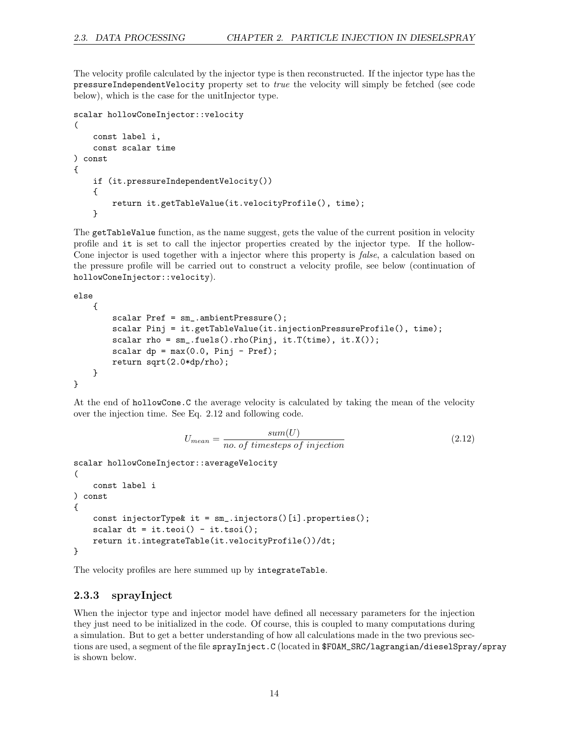The velocity profile calculated by the injector type is then reconstructed. If the injector type has the `pressureIndependentVelocity` property set to *true* the velocity will simply be fetched (see code below), which is the case for the unitInjector type.

```
scalar hollowConeInjector::velocity
(
    const label i,
    const scalar time
) const
{
    if (it.pressureIndependentVelocity())
    {
        return it.getTableValue(it.velocityProfile(), time);
    }
```

The `getTableValue` function, as the name suggest, gets the value of the current position in velocity profile and `it` is set to call the injector properties created by the injector type. If the hollow-Cone injector is used together with a injector where this property is *false*, a calculation based on the pressure profile will be carried out to construct a velocity profile, see below (continuation of `hollowConeInjector::velocity`).

```
else
    {
        scalar Pref = sm_.ambientPressure();
        scalar Pinj = it.getTableValue(it.injectionPressureProfile(), time);
        scalar rho = sm_.fuels().rho(Pinj, it.T(time), it.X());
        scalar dp = max(0.0, Pinj - Pref);
        return sqrt(2.0*dp/rho);
    }
}
```

At the end of `hollowCone.C` the average velocity is calculated by taking the mean of the velocity over the injection time. See Eq. 2.12 and following code.

$$U_{mean} = \frac{sum(U)}{no.\ of\ timesteps\ of\ injection} \tag{2.12}$$

```
scalar hollowConeInjector::averageVelocity
(
    const label i
) const
{
    const injectorType& it = sm_.injectors()[i].properties();
    scalar dt = it.teoi() - it.tsoi();
    return it.integrateTable(it.velocityProfile())/dt;
}
```

The velocity profiles are here summed up by `integrateTable`.

### 2.3.3 sprayInject

When the injector type and injector model have defined all necessary parameters for the injection they just need to be initialized in the code. Of course, this is coupled to many computations during a simulation. But to get a better understanding of how all calculations made in the two previous sections are used, a segment of the file `sprayInject.C` (located in `$FOAM_SRC/lagrangian/dieselSpray/spray` is shown below.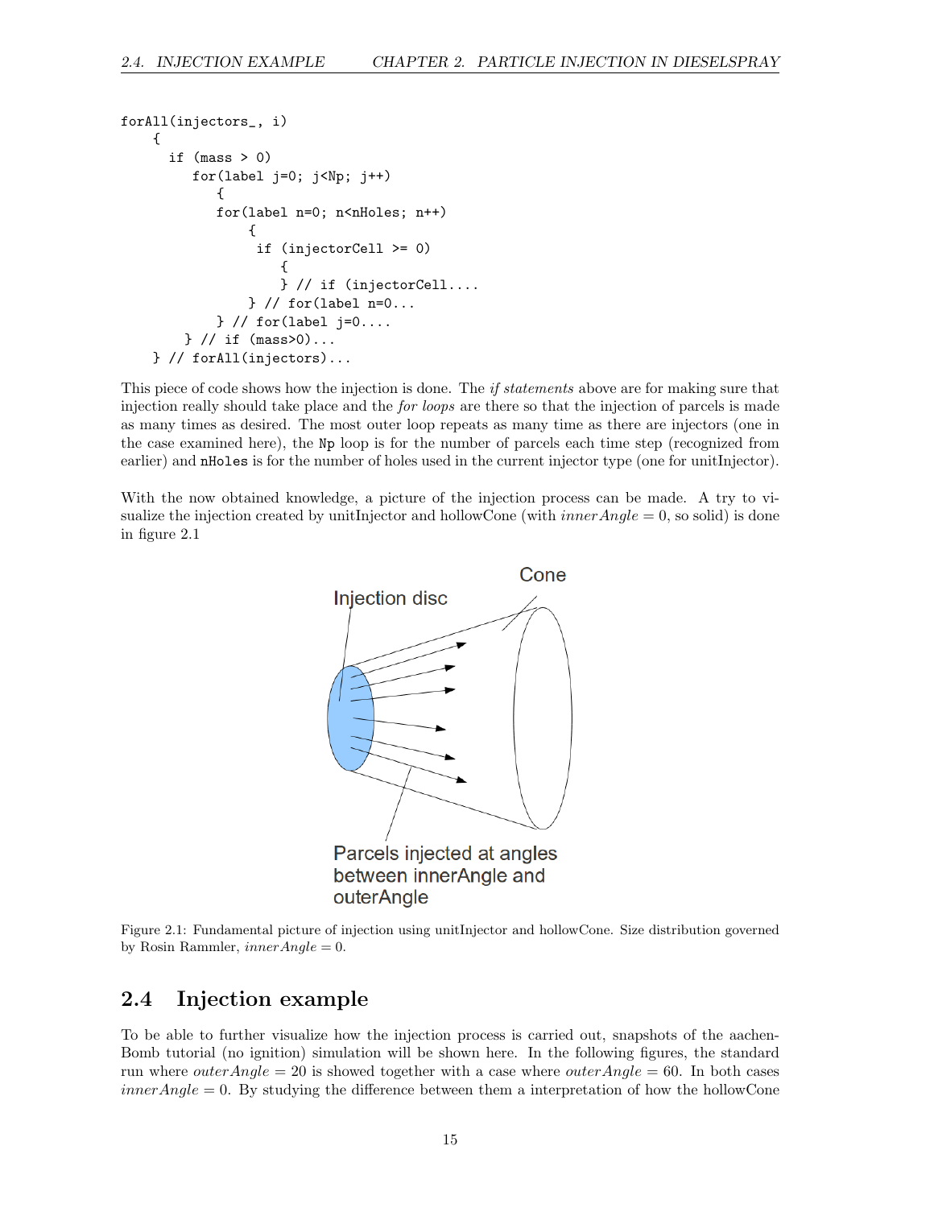```
forAll(injectors_, i)
    {
      if (mass > 0)
         for(label j=0; j<Np; j++)
            {
            for(label n=0; n<nHoles; n++)
                {
                 if (injectorCell >= 0)
                    {
                    } // if (injectorCell....
                } // for(label n=0...
            } // for(label j=0....
       } // if (mass>0)...
    } // forAll(injectors)...
```

This piece of code shows how the injection is done. The *if statements* above are for making sure that injection really should take place and the *for loops* are there so that the injection of parcels is made as many times as desired. The most outer loop repeats as many time as there are injectors (one in the case examined here), the `Np` loop is for the number of parcels each time step (recognized from earlier) and `nHoles` is for the number of holes used in the current injector type (one for unitInjector).

With the now obtained knowledge, a picture of the injection process can be made. A try to visualize the injection created by unitInjector and hollowCone (with $innerAngle = 0$, so solid) is done in figure 2.1

Figure 2.1: Fundamental picture of injection using unitInjector and hollowCone. Size distribution governed by Rosin Rammler, $innerAngle = 0$.

## 2.4 Injection example

To be able to further visualize how the injection process is carried out, snapshots of the aachenBomb tutorial (no ignition) simulation will be shown here. In the following figures, the standard run where $outerAngle = 20$ is showed together with a case where $outerAngle = 60$. In both cases $innerAngle = 0$. By studying the difference between them a interpretation of how the hollowCone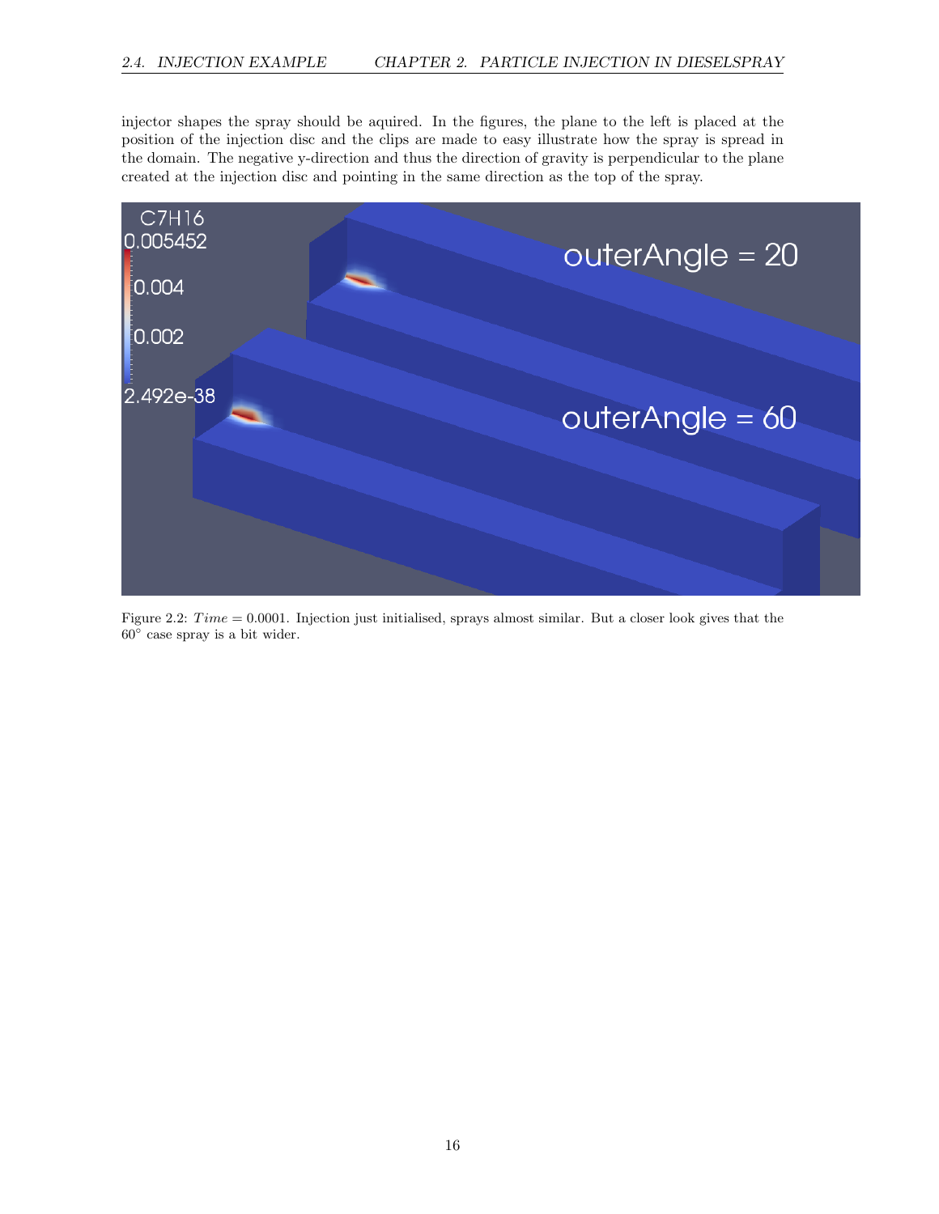injector shapes the spray should be aquired. In the figures, the plane to the left is placed at the position of the injection disc and the clips are made to easy illustrate how the spray is spread in the domain. The negative y-direction and thus the direction of gravity is perpendicular to the plane created at the injection disc and pointing in the same direction as the top of the spray.

Figure 2.2: $Time = 0.0001$. Injection just initialised, sprays almost similar. But a closer look gives that the $60^{\circ}$ case spray is a bit wider.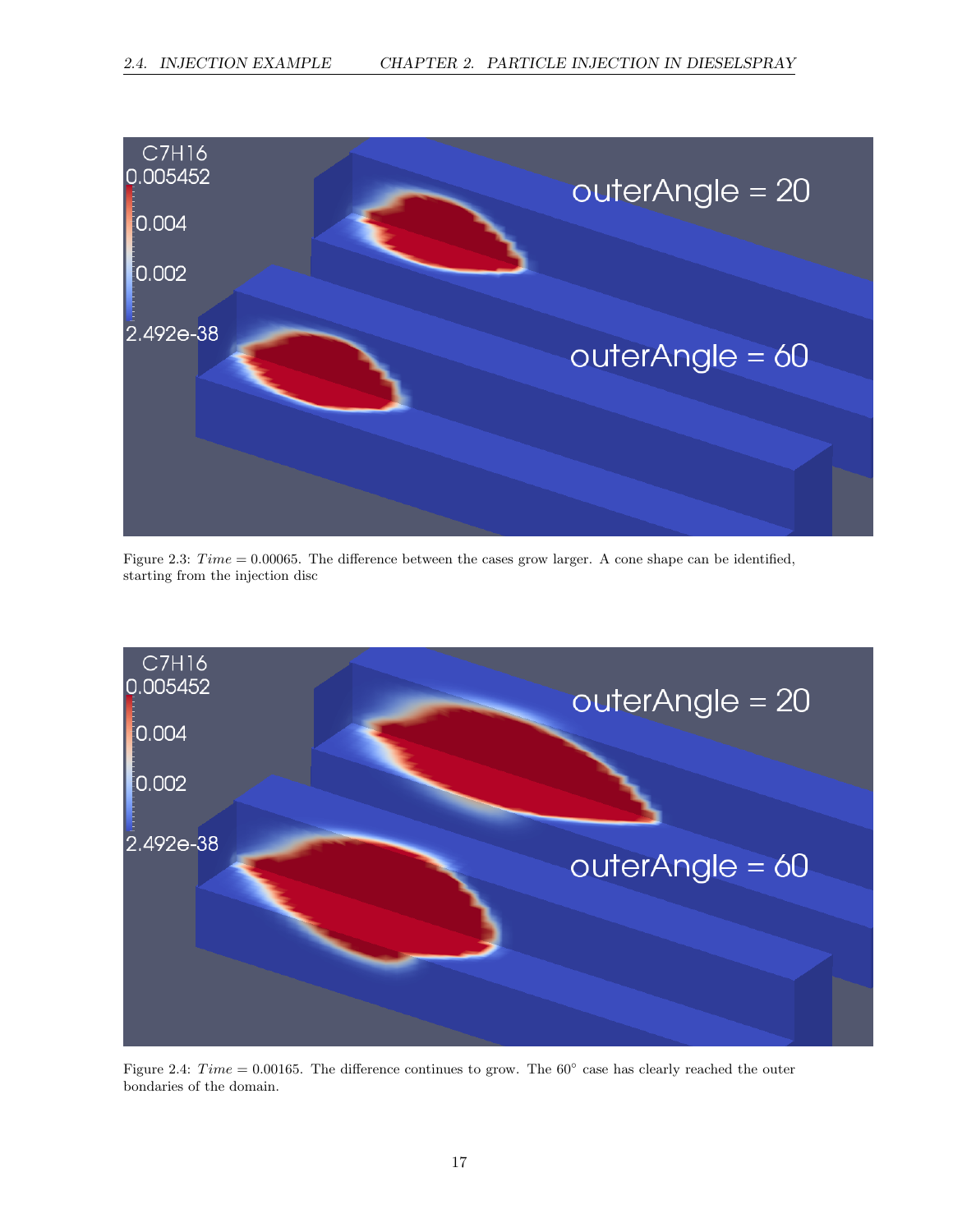Figure 2.3: $Time = 0.00065$. The difference between the cases grow larger. A cone shape can be identified, starting from the injection disc

Figure 2.4: $Time = 0.00165$. The difference continues to grow. The 60° case has clearly reached the outer bondaries of the domain.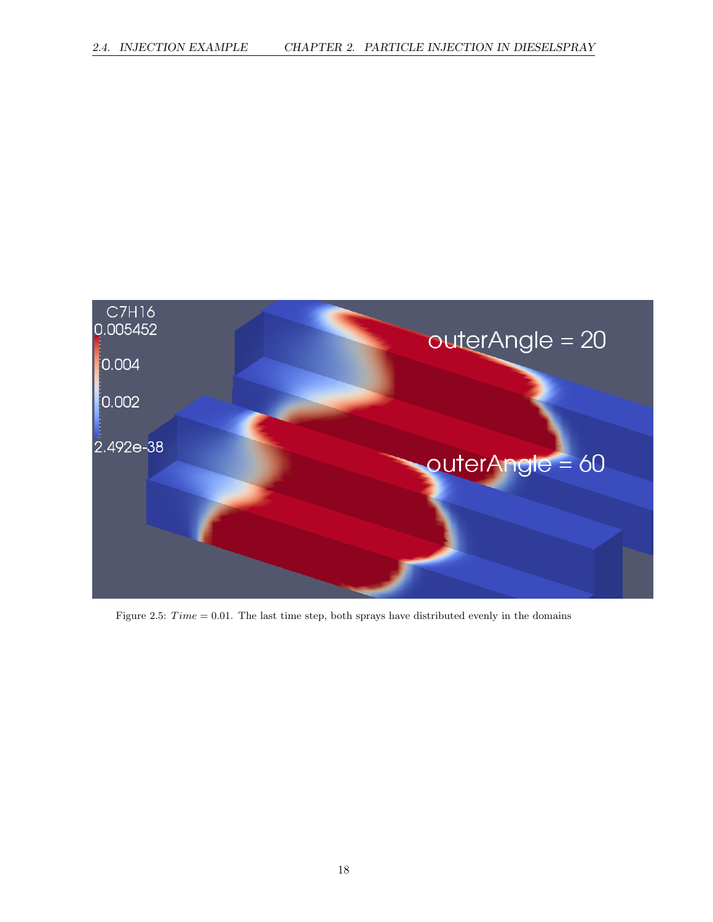Figure 2.5: $Time = 0.01$. The last time step, both sprays have distributed evenly in the domains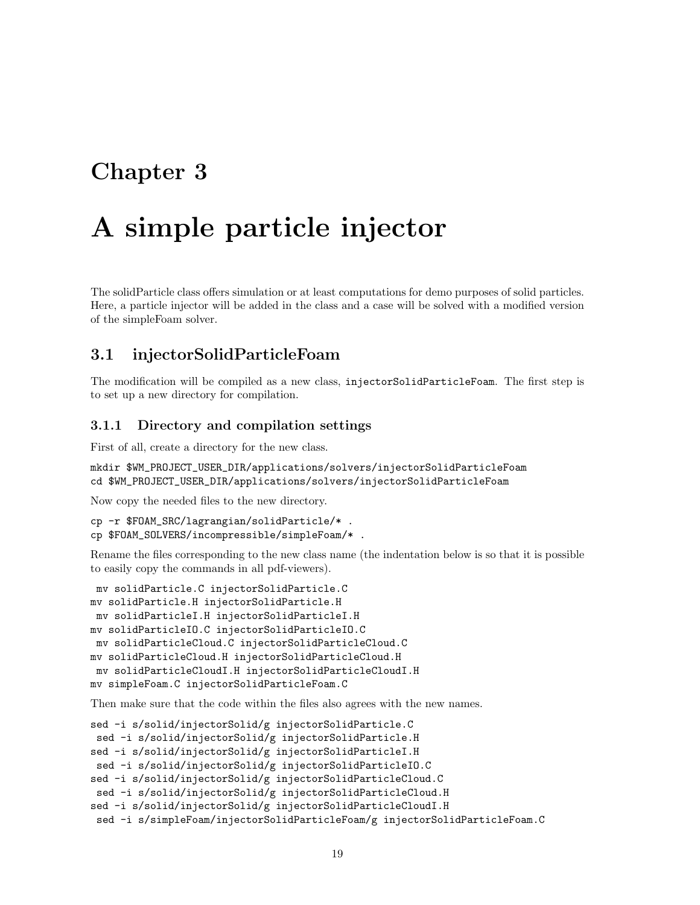# Chapter 3

# A simple particle injector

The solidParticle class offers simulation or at least computations for demo purposes of solid particles. Here, a particle injector will be added in the class and a case will be solved with a modified version of the simpleFoam solver.

## 3.1 injectorSolidParticleFoam

The modification will be compiled as a new class, `injectorSolidParticleFoam`. The first step is to set up a new directory for compilation.

### 3.1.1 Directory and compilation settings

First of all, create a directory for the new class.

```
mkdir $WM_PROJECT_USER_DIR/applications/solvers/injectorSolidParticleFoam
cd $WM_PROJECT_USER_DIR/applications/solvers/injectorSolidParticleFoam
```

Now copy the needed files to the new directory.

```
cp -r $FOAM_SRC/lagrangian/solidParticle/* .
cp $FOAM_SOLVERS/incompressible/simpleFoam/* .
```

Rename the files corresponding to the new class name (the indentation below is so that it is possible to easily copy the commands in all pdf-viewers).

```
 mv solidParticle.C injectorSolidParticle.C
mv solidParticle.H injectorSolidParticle.H
 mv solidParticleI.H injectorSolidParticleI.H
mv solidParticleIO.C injectorSolidParticleIO.C
 mv solidParticleCloud.C injectorSolidParticleCloud.C
mv solidParticleCloud.H injectorSolidParticleCloud.H
 mv solidParticleCloudI.H injectorSolidParticleCloudI.H
mv simpleFoam.C injectorSolidParticleFoam.C
```

Then make sure that the code within the files also agrees with the new names.

```
sed -i s/solid/injectorSolid/g injectorSolidParticle.C
 sed -i s/solid/injectorSolid/g injectorSolidParticle.H
sed -i s/solid/injectorSolid/g injectorSolidParticleI.H
 sed -i s/solid/injectorSolid/g injectorSolidParticleIO.C
sed -i s/solid/injectorSolid/g injectorSolidParticleCloud.C
 sed -i s/solid/injectorSolid/g injectorSolidParticleCloud.H
sed -i s/solid/injectorSolid/g injectorSolidParticleCloudI.H
 sed -i s/simpleFoam/injectorSolidParticleFoam/g injectorSolidParticleFoam.C
```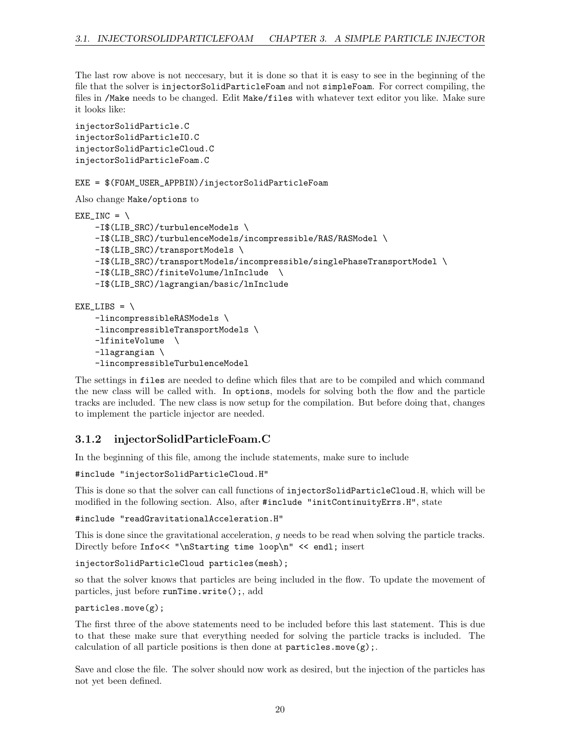The last row above is not neccesary, but it is done so that it is easy to see in the beginning of the file that the solver is `injectorSolidParticleFoam` and not `simpleFoam`. For correct compiling, the files in `/Make` needs to be changed. Edit `Make/files` with whatever text editor you like. Make sure it looks like:

```
injectorSolidParticle.C
injectorSolidParticleIO.C
injectorSolidParticleCloud.C
injectorSolidParticleFoam.C

EXE = $(FOAM_USER_APPBIN)/injectorSolidParticleFoam
```

Also change `Make/options` to

```
EXE_INC = \
    -I$(LIB_SRC)/turbulenceModels \
    -I$(LIB_SRC)/turbulenceModels/incompressible/RAS/RASModel \
    -I$(LIB_SRC)/transportModels \
    -I$(LIB_SRC)/transportModels/incompressible/singlePhaseTransportModel \
    -I$(LIB_SRC)/finiteVolume/lnInclude  \
    -I$(LIB_SRC)/lagrangian/basic/lnInclude

EXE_LIBS = \
    -lincompressibleRASModels \
    -lincompressibleTransportModels \
    -lfiniteVolume  \
    -llagrangian \
    -lincompressibleTurbulenceModel
```

The settings in `files` are needed to define which files that are to be compiled and which command the new class will be called with. In `options`, models for solving both the flow and the particle tracks are included. The new class is now setup for the compilation. But before doing that, changes to implement the particle injector are needed.

### 3.1.2 injectorSolidParticleFoam.C

In the beginning of this file, among the include statements, make sure to include

```
#include "injectorSolidParticleCloud.H"
```

This is done so that the solver can call functions of `injectorSolidParticleCloud.H`, which will be modified in the following section. Also, after `#include "initContinuityErrs.H"`, state

```
#include "readGravitationalAcceleration.H"
```

This is done since the gravitational acceleration, $g$ needs to be read when solving the particle tracks. Directly before `Info<< "\nStarting time loop\n" << endl;` insert

```
injectorSolidParticleCloud particles(mesh);
```

so that the solver knows that particles are being included in the flow. To update the movement of particles, just before `runTime.write();`, add

```
particles.move(g);
```

The first three of the above statements need to be included before this last statement. This is due to that these make sure that everything needed for solving the particle tracks is included. The calculation of all particle positions is then done at `particles.move(g);`.

Save and close the file. The solver should now work as desired, but the injection of the particles has not yet been defined.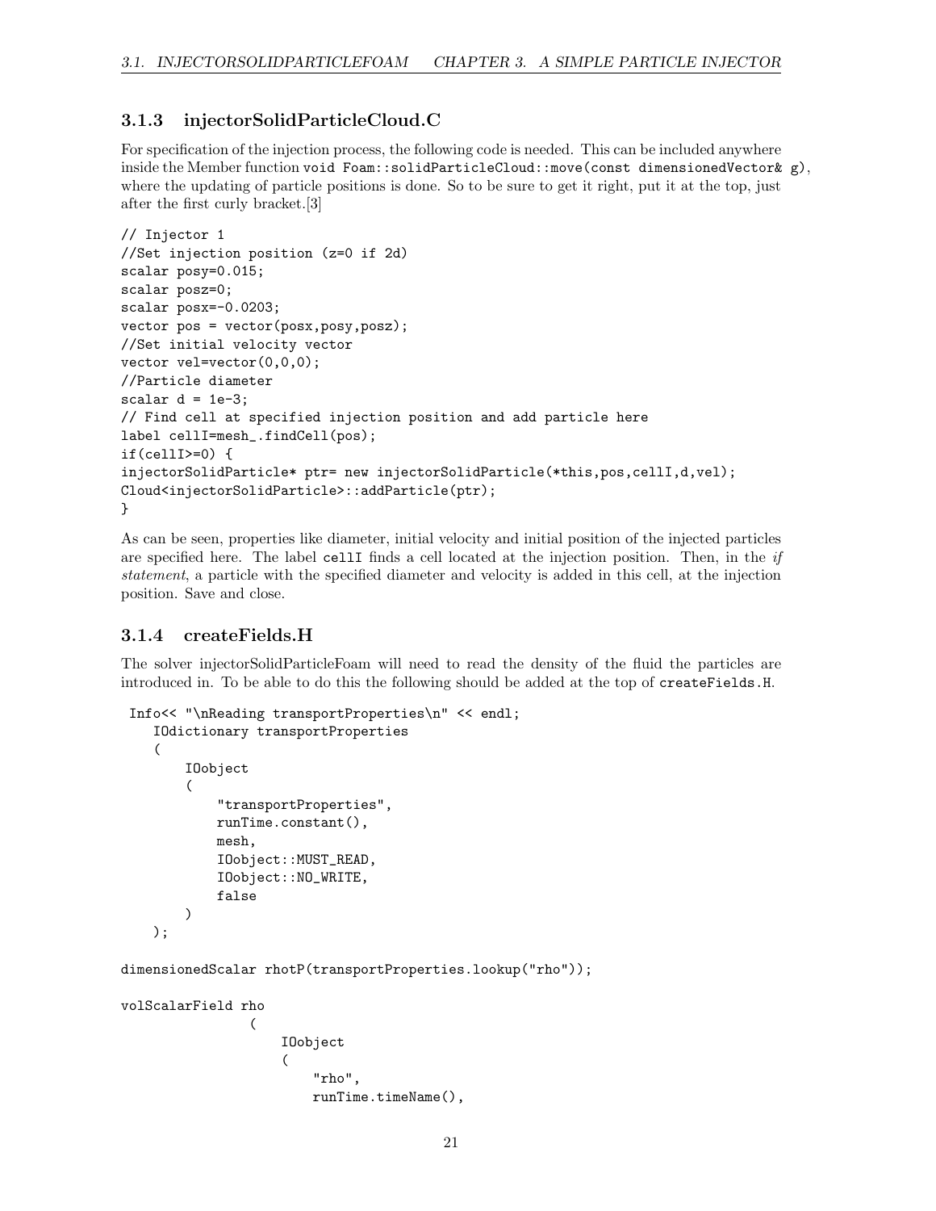### 3.1.3 injectorSolidParticleCloud.C

For specification of the injection process, the following code is needed. This can be included anywhere inside the Member function `void Foam::solidParticleCloud::move(const dimensionedVector& g)`, where the updating of particle positions is done. So to be sure to get it right, put it at the top, just after the first curly bracket.[3]

```
// Injector 1
//Set injection position (z=0 if 2d)
scalar posy=0.015;
scalar posz=0;
scalar posx=-0.0203;
vector pos = vector(posx,posy,posz);
//Set initial velocity vector
vector vel=vector(0,0,0);
//Particle diameter
scalar d = 1e-3;
// Find cell at specified injection position and add particle here
label cellI=mesh_.findCell(pos);
if(cellI>=0) {
injectorSolidParticle* ptr= new injectorSolidParticle(*this,pos,cellI,d,vel);
Cloud<injectorSolidParticle>::addParticle(ptr);
}
```

As can be seen, properties like diameter, initial velocity and initial position of the injected particles are specified here. The label `cellI` finds a cell located at the injection position. Then, in the *if statement*, a particle with the specified diameter and velocity is added in this cell, at the injection position. Save and close.

### 3.1.4 createFields.H

The solver injectorSolidParticleFoam will need to read the density of the fluid the particles are introduced in. To be able to do this the following should be added at the top of `createFields.H`.

```
 Info<< "\nReading transportProperties\n" << endl;
    IOdictionary transportProperties
    (
        IOobject
        (
            "transportProperties",
            runTime.constant(),
            mesh,
            IOobject::MUST_READ,
            IOobject::NO_WRITE,
            false
        )
    );

dimensionedScalar rhotP(transportProperties.lookup("rho"));

volScalarField rho
                (
                    IOobject
                    (
                        "rho",
                        runTime.timeName(),
```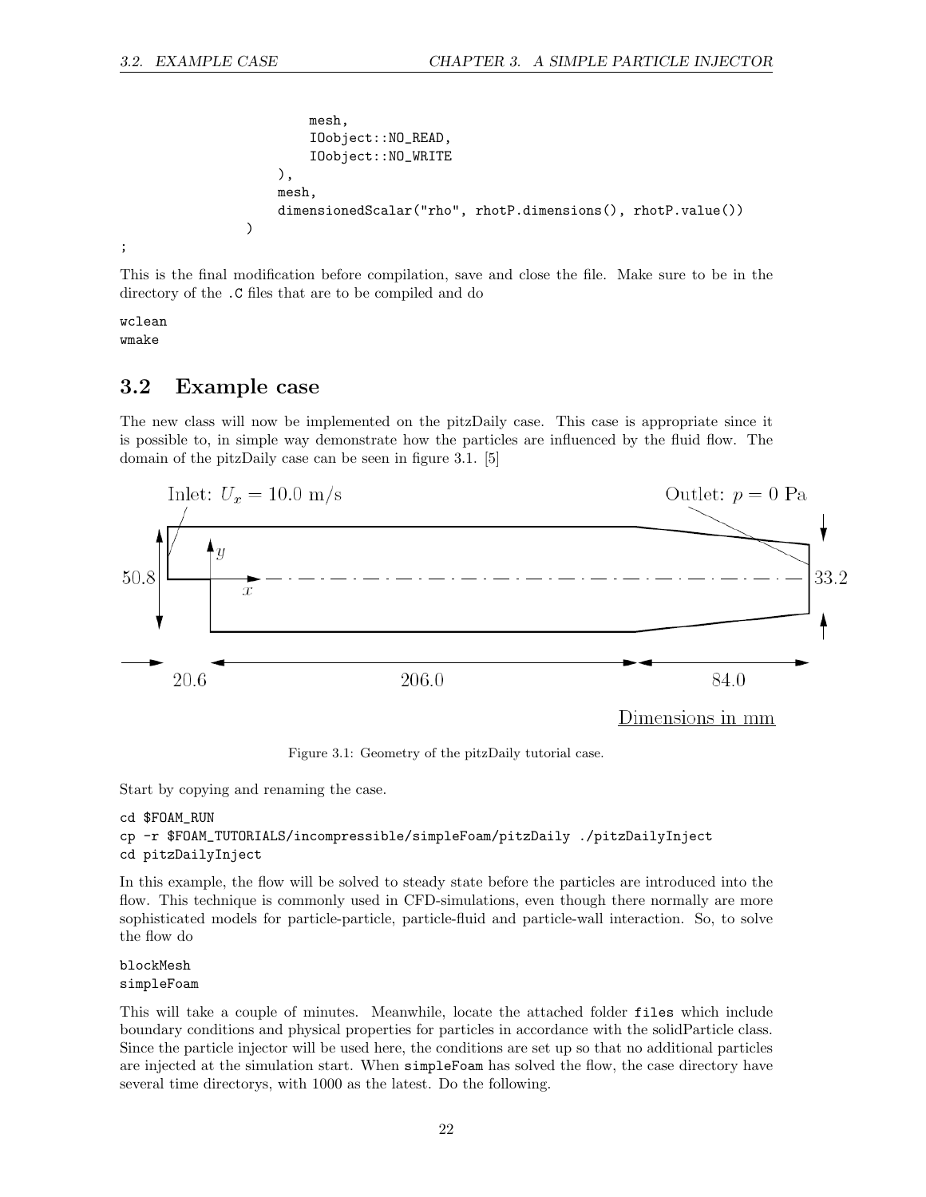```
                mesh,
                IOobject::NO_READ,
                IOobject::NO_WRITE
            ),
            mesh,
            dimensionedScalar("rho", rhotP.dimensions(), rhotP.value())
        )
;
```

This is the final modification before compilation, save and close the file. Make sure to be in the directory of the `.C` files that are to be compiled and do

```
wclean
wmake
```

## 3.2 Example case

The new class will now be implemented on the pitzDaily case. This case is appropriate since it is possible to, in simple way demonstrate how the particles are influenced by the fluid flow. The domain of the pitzDaily case can be seen in figure 3.1. [5]

Figure 3.1: Geometry of the pitzDaily tutorial case.

Start by copying and renaming the case.

```
cd $FOAM_RUN
cp -r $FOAM_TUTORIALS/incompressible/simpleFoam/pitzDaily ./pitzDailyInject
cd pitzDailyInject
```

In this example, the flow will be solved to steady state before the particles are introduced into the flow. This technique is commonly used in CFD-simulations, even though there normally are more sophisticated models for particle-particle, particle-fluid and particle-wall interaction. So, to solve the flow do

```
blockMesh
simpleFoam
```

This will take a couple of minutes. Meanwhile, locate the attached folder `files` which include boundary conditions and physical properties for particles in accordance with the solidParticle class. Since the particle injector will be used here, the conditions are set up so that no additional particles are injected at the simulation start. When `simpleFoam` has solved the flow, the case directory have several time directorys, with 1000 as the latest. Do the following.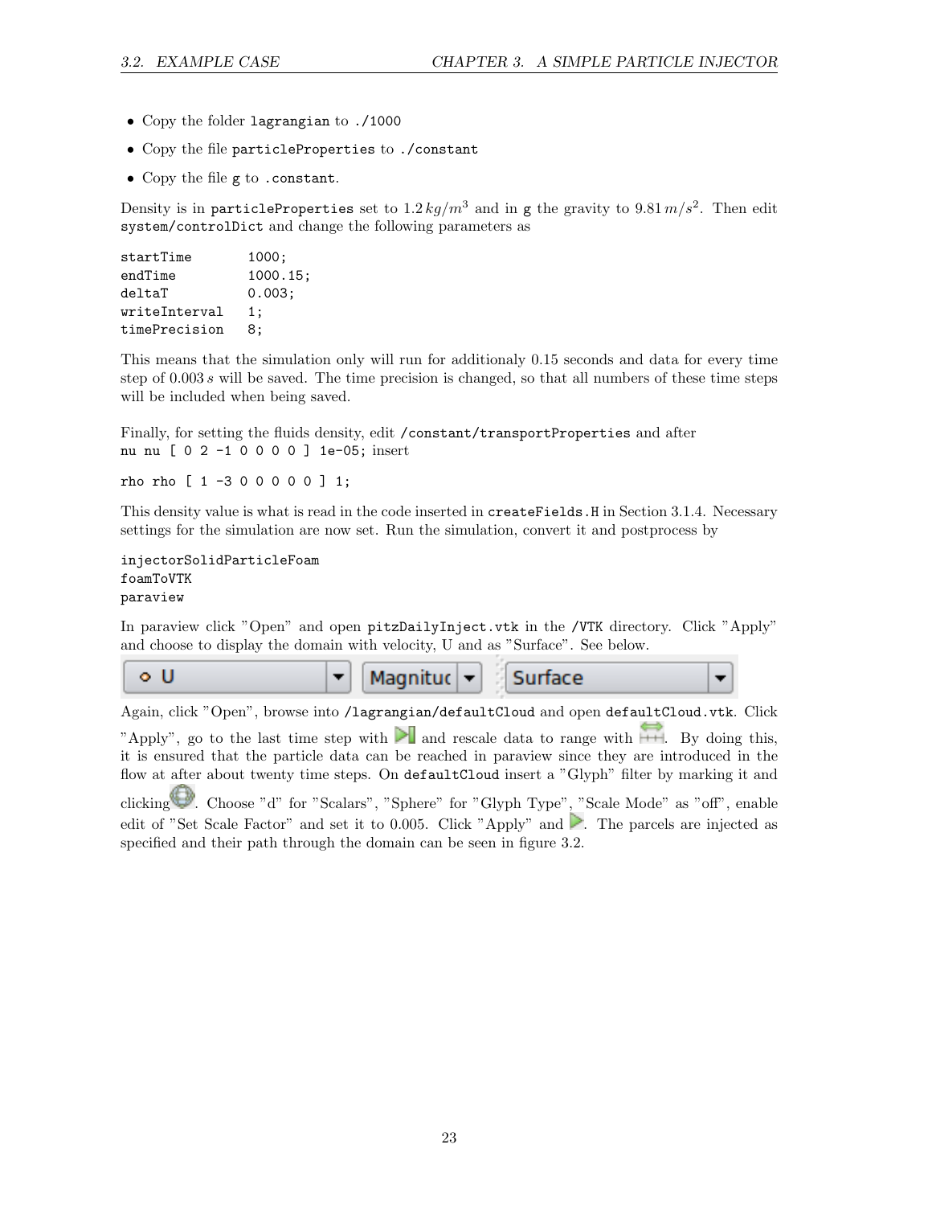- Copy the folder `lagrangian` to `./1000`
- Copy the file `particleProperties` to `./constant`
- Copy the file `g` to `.constant`.

Density is in `particleProperties` set to $1.2\,kg/m^3$ and in `g` the gravity to $9.81\,m/s^2$. Then edit `system/controlDict` and change the following parameters as

```
startTime       1000;
endTime         1000.15;
deltaT          0.003;
writeInterval   1;
timePrecision   8;
```

This means that the simulation only will run for additionaly 0.15 seconds and data for every time step of $0.003\,s$ will be saved. The time precision is changed, so that all numbers of these time steps will be included when being saved.

Finally, for setting the fluids density, edit `/constant/transportProperties` and after `nu nu [ 0 2 -1 0 0 0 0 ] 1e-05;` insert

```
rho rho [ 1 -3 0 0 0 0 0 ] 1;
```

This density value is what is read in the code inserted in `createFields.H` in Section 3.1.4. Necessary settings for the simulation are now set. Run the simulation, convert it and postprocess by

```
injectorSolidParticleFoam
foamToVTK
paraview
```

In paraview click "Open" and open `pitzDailyInject.vtk` in the `/VTK` directory. Click "Apply" and choose to display the domain with velocity, U and as "Surface". See below.

Again, click "Open", browse into `/lagrangian/defaultCloud` and open `defaultCloud.vtk`. Click "Apply", go to the last time step with and rescale data to range with. By doing this, it is ensured that the particle data can be reached in paraview since they are introduced in the flow at after about twenty time steps. On `defaultCloud` insert a "Glyph" filter by marking it and clicking. Choose "d" for "Scalars", "Sphere" for "Glyph Type", "Scale Mode" as "off", enable edit of "Set Scale Factor" and set it to 0.005. Click "Apply" and. The parcels are injected as specified and their path through the domain can be seen in figure 3.2.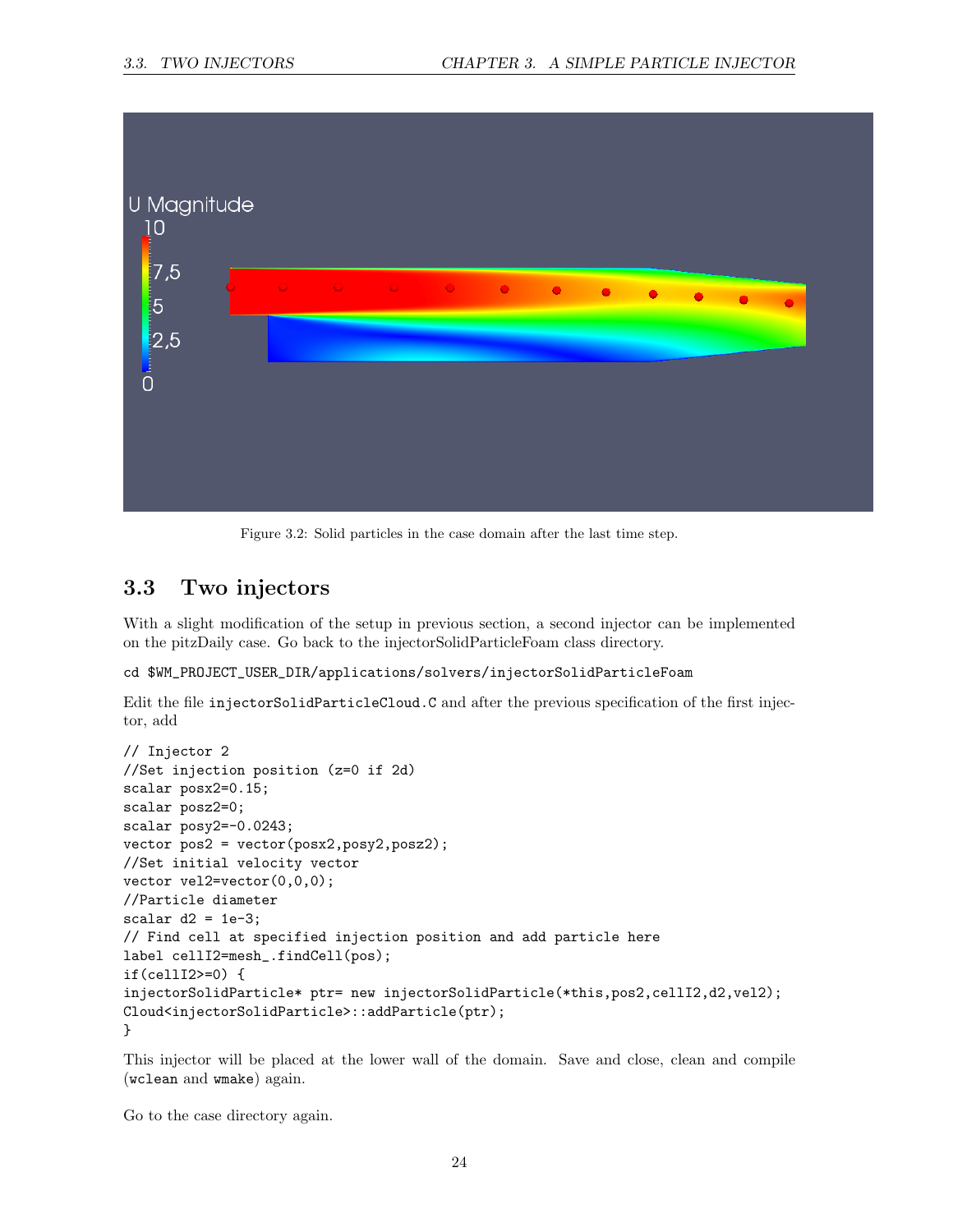Figure 3.2: Solid particles in the case domain after the last time step.

## 3.3 Two injectors

With a slight modification of the setup in previous section, a second injector can be implemented on the pitzDaily case. Go back to the injectorSolidParticleFoam class directory.

```
cd $WM_PROJECT_USER_DIR/applications/solvers/injectorSolidParticleFoam
```

Edit the file `injectorSolidParticleCloud.C` and after the previous specification of the first injector, add

```
// Injector 2
//Set injection position (z=0 if 2d)
scalar posx2=0.15;
scalar posz2=0;
scalar posy2=-0.0243;
vector pos2 = vector(posx2,posy2,posz2);
//Set initial velocity vector
vector vel2=vector(0,0,0);
//Particle diameter
scalar d2 = 1e-3;
// Find cell at specified injection position and add particle here
label cellI2=mesh_.findCell(pos);
if(cellI2>=0) {
injectorSolidParticle* ptr= new injectorSolidParticle(*this,pos2,cellI2,d2,vel2);
Cloud<injectorSolidParticle>::addParticle(ptr);
}
```

This injector will be placed at the lower wall of the domain. Save and close, clean and compile (`wclean` and `wmake`) again.

Go to the case directory again.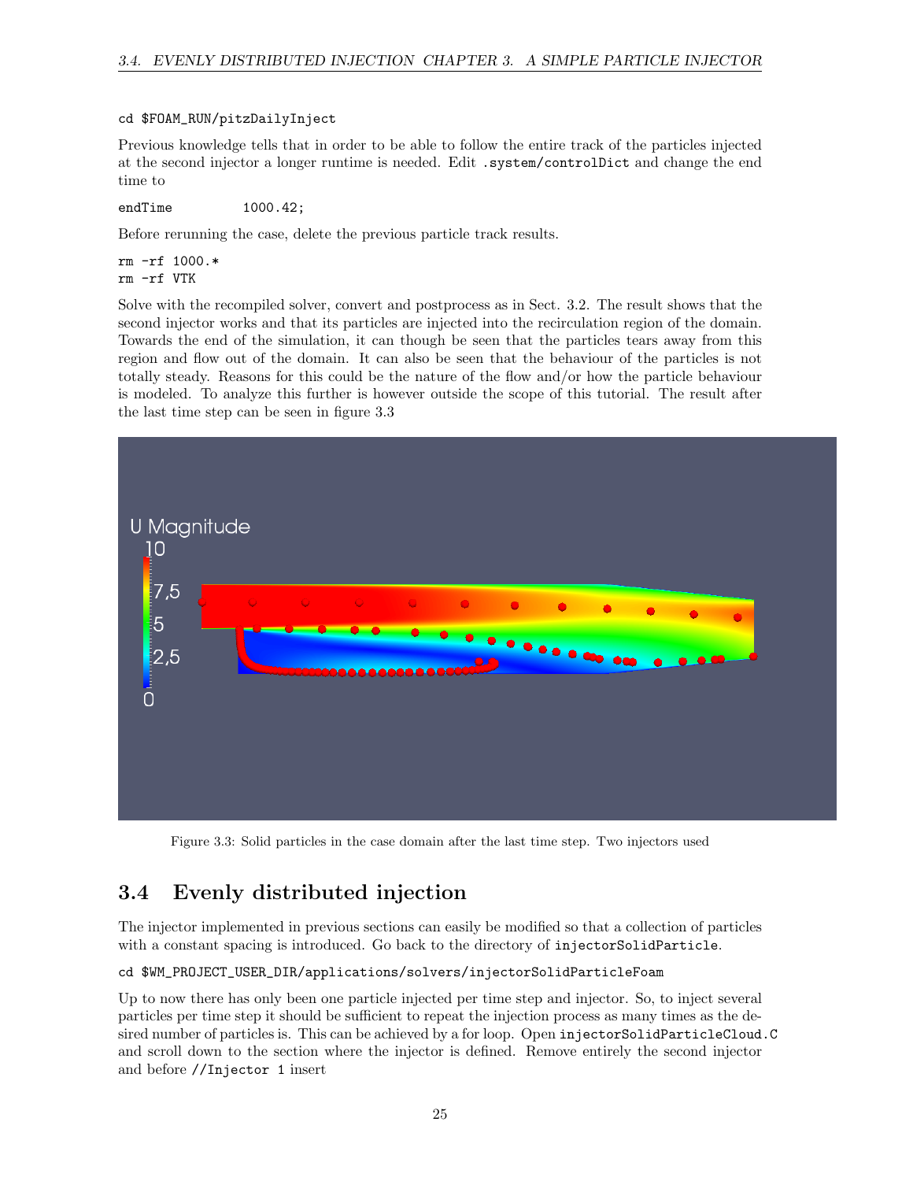```
cd $FOAM_RUN/pitzDailyInject
```

Previous knowledge tells that in order to be able to follow the entire track of the particles injected at the second injector a longer runtime is needed. Edit `.system/controlDict` and change the end time to

```
endTime          1000.42;
```

Before rerunning the case, delete the previous particle track results.

```
rm -rf 1000.*
rm -rf VTK
```

Solve with the recompiled solver, convert and postprocess as in Sect. 3.2. The result shows that the second injector works and that its particles are injected into the recirculation region of the domain. Towards the end of the simulation, it can though be seen that the particles tears away from this region and flow out of the domain. It can also be seen that the behaviour of the particles is not totally steady. Reasons for this could be the nature of the flow and/or how the particle behaviour is modeled. To analyze this further is however outside the scope of this tutorial. The result after the last time step can be seen in figure 3.3

Figure 3.3: Solid particles in the case domain after the last time step. Two injectors used

## 3.4 Evenly distributed injection

The injector implemented in previous sections can easily be modified so that a collection of particles with a constant spacing is introduced. Go back to the directory of `injectorSolidParticle`.

```
cd $WM_PROJECT_USER_DIR/applications/solvers/injectorSolidParticleFoam
```

Up to now there has only been one particle injected per time step and injector. So, to inject several particles per time step it should be sufficient to repeat the injection process as many times as the desired number of particles is. This can be achieved by a for loop. Open `injectorSolidParticleCloud.C` and scroll down to the section where the injector is defined. Remove entirely the second injector and before `//Injector 1` insert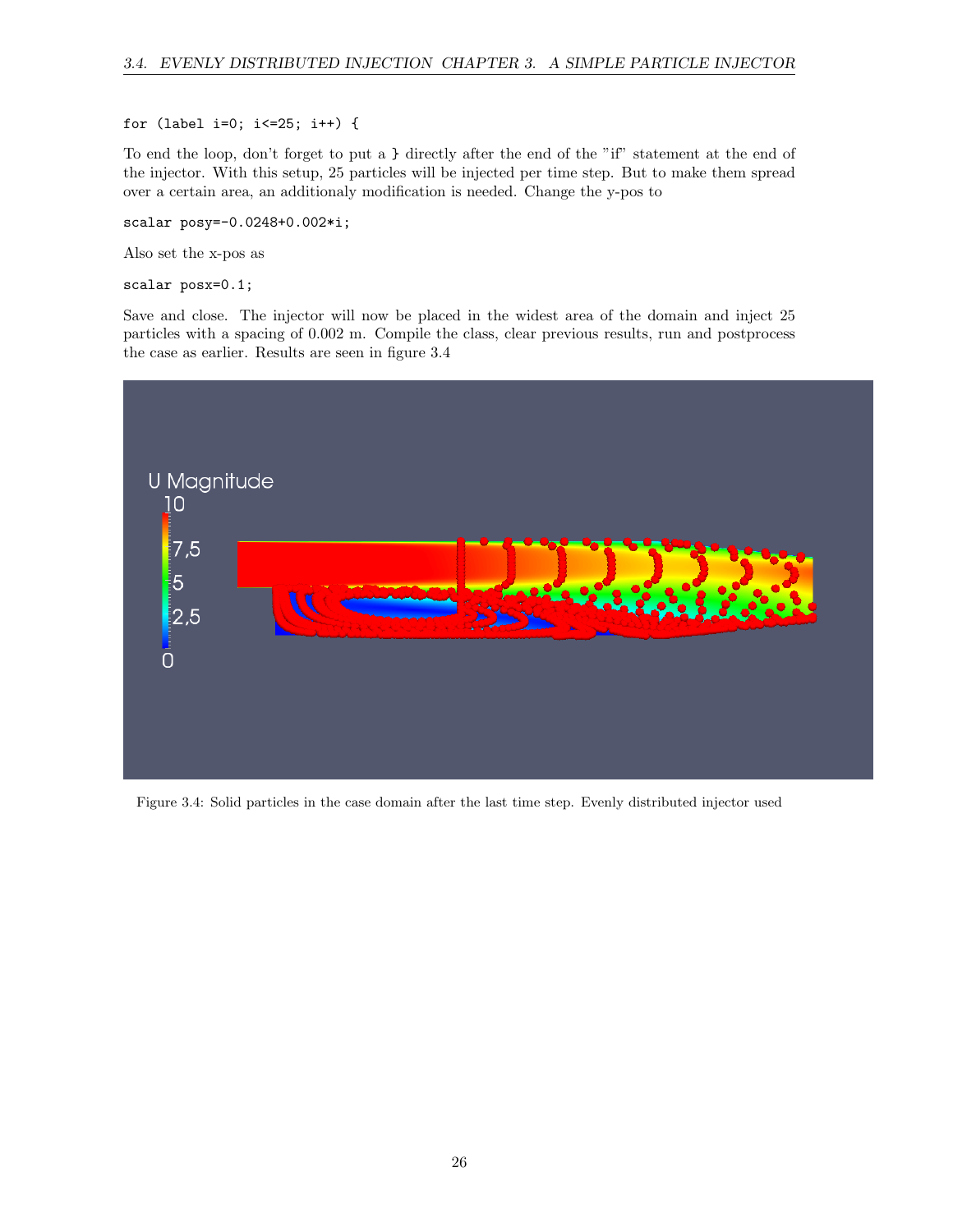```
for (label i=0; i<=25; i++) {
```

To end the loop, don't forget to put a } directly after the end of the "if" statement at the end of the injector. With this setup, 25 particles will be injected per time step. But to make them spread over a certain area, an additionaly modification is needed. Change the y-pos to

```
scalar posy=-0.0248+0.002*i;
```

Also set the x-pos as

```
scalar posx=0.1;
```

Save and close. The injector will now be placed in the widest area of the domain and inject 25 particles with a spacing of 0.002 m. Compile the class, clear previous results, run and postprocess the case as earlier. Results are seen in figure 3.4

Figure 3.4: Solid particles in the case domain after the last time step. Evenly distributed injector used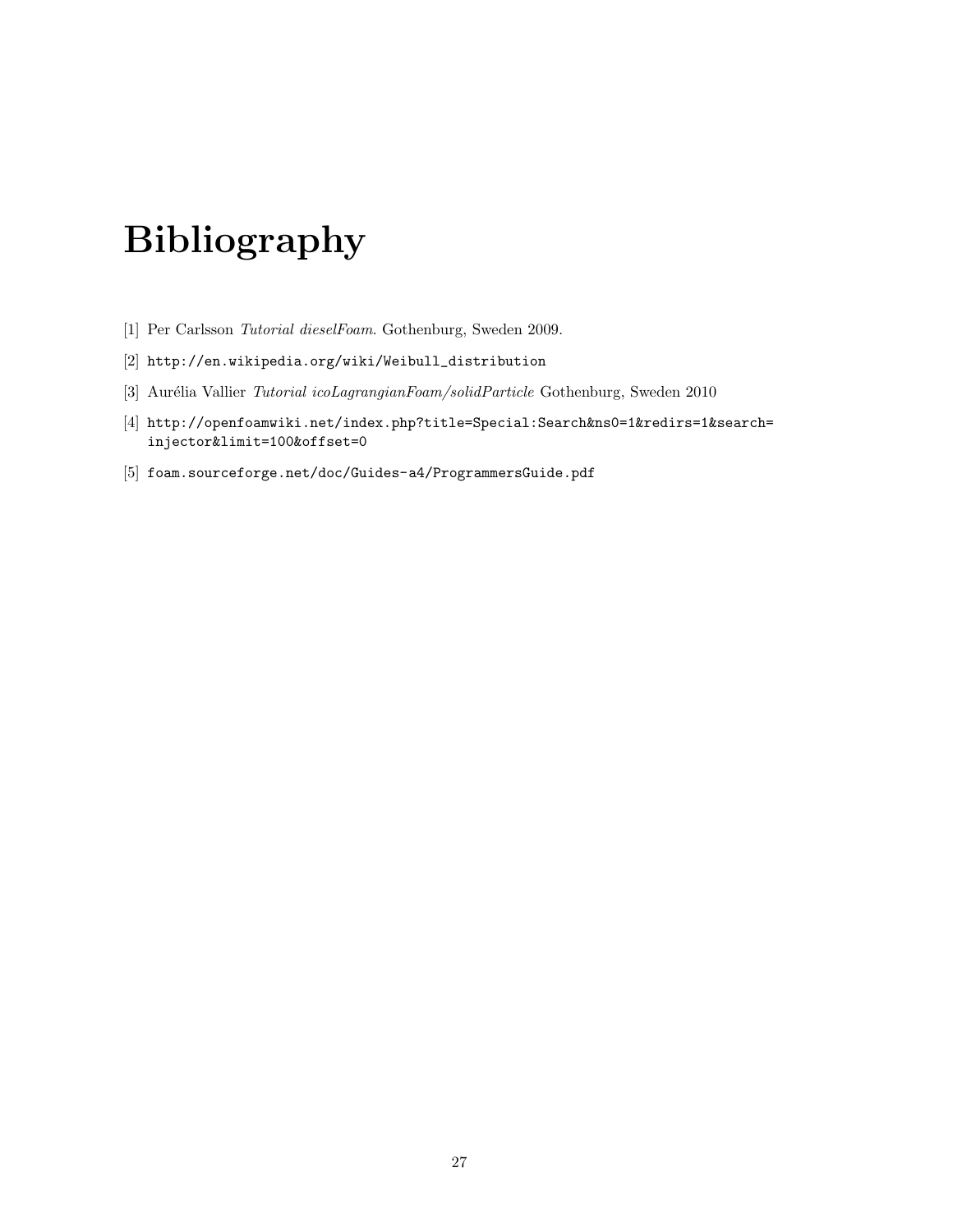# Bibliography

[1] Per Carlsson *Tutorial dieselFoam*. Gothenburg, Sweden 2009.

[2] http://en.wikipedia.org/wiki/Weibull_distribution

[3] Aurélia Vallier *Tutorial icoLagrangianFoam/solidParticle* Gothenburg, Sweden 2010

[4] http://openfoamwiki.net/index.php?title=Special:Search&ns0=1&redirs=1&search=injector&limit=100&offset=0

[5] foam.sourceforge.net/doc/Guides-a4/ProgrammersGuide.pdf